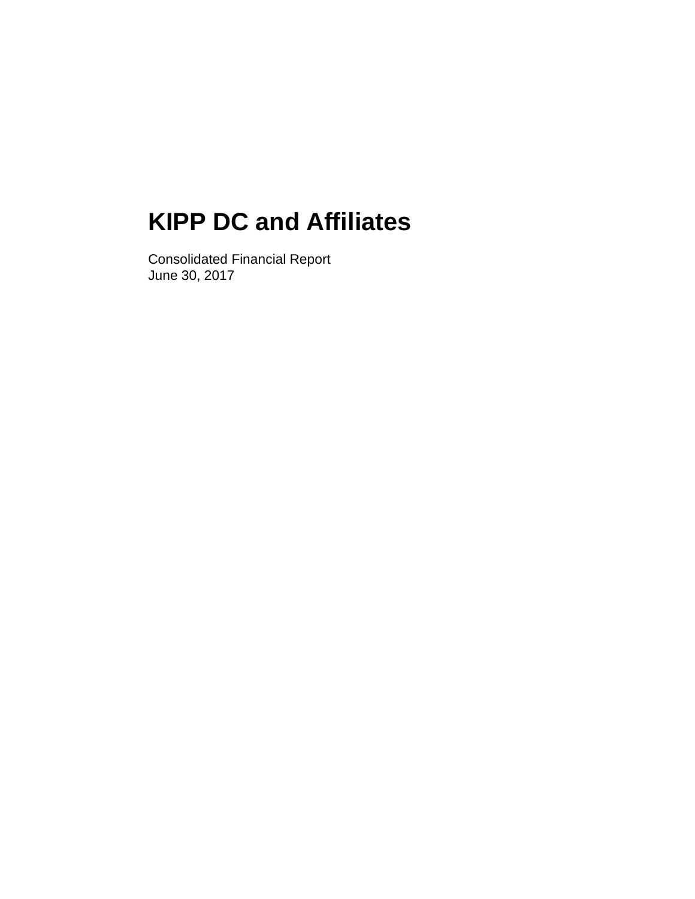# KIPP DC and Affiliates

Consolidated Financial Report
June 30, 2017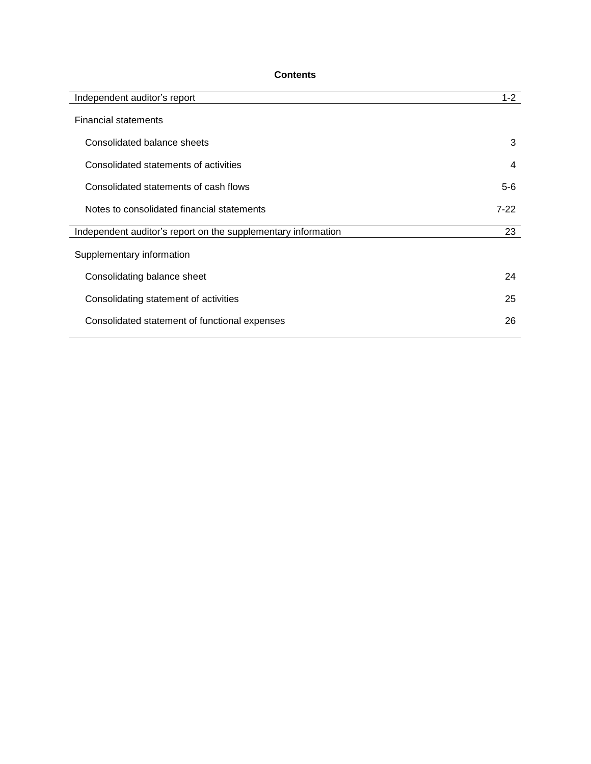**Contents**

| | |
|---|---|
| Independent auditor's report | 1-2 |
| Financial statements | |
| Consolidated balance sheets | 3 |
| Consolidated statements of activities | 4 |
| Consolidated statements of cash flows | 5-6 |
| Notes to consolidated financial statements | 7-22 |
| Independent auditor's report on the supplementary information | 23 |
| Supplementary information | |
| Consolidating balance sheet | 24 |
| Consolidating statement of activities | 25 |
| Consolidated statement of functional expenses | 26 |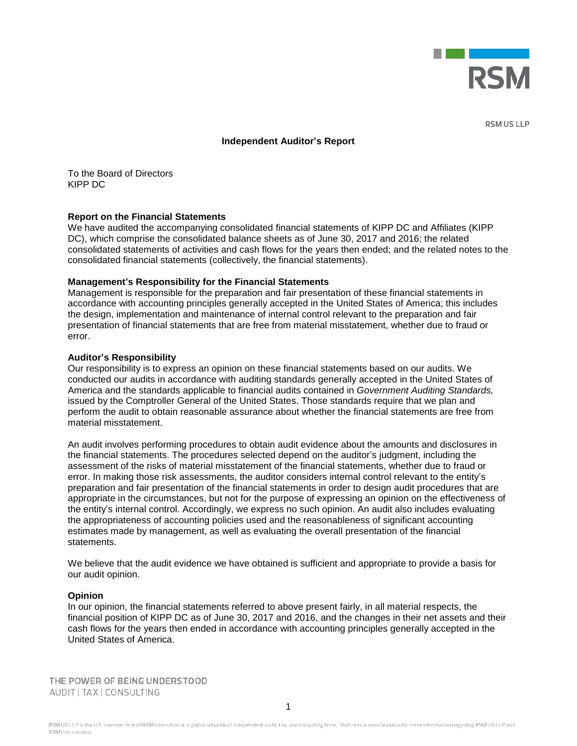RSM

RSM US LLP

# Independent Auditor's Report

To the Board of Directors
KIPP DC

**Report on the Financial Statements**

We have audited the accompanying consolidated financial statements of KIPP DC and Affiliates (KIPP DC), which comprise the consolidated balance sheets as of June 30, 2017 and 2016; the related consolidated statements of activities and cash flows for the years then ended; and the related notes to the consolidated financial statements (collectively, the financial statements).

**Management's Responsibility for the Financial Statements**

Management is responsible for the preparation and fair presentation of these financial statements in accordance with accounting principles generally accepted in the United States of America; this includes the design, implementation and maintenance of internal control relevant to the preparation and fair presentation of financial statements that are free from material misstatement, whether due to fraud or error.

**Auditor's Responsibility**

Our responsibility is to express an opinion on these financial statements based on our audits. We conducted our audits in accordance with auditing standards generally accepted in the United States of America and the standards applicable to financial audits contained in *Government Auditing Standards,* issued by the Comptroller General of the United States. Those standards require that we plan and perform the audit to obtain reasonable assurance about whether the financial statements are free from material misstatement.

An audit involves performing procedures to obtain audit evidence about the amounts and disclosures in the financial statements. The procedures selected depend on the auditor's judgment, including the assessment of the risks of material misstatement of the financial statements, whether due to fraud or error. In making those risk assessments, the auditor considers internal control relevant to the entity's preparation and fair presentation of the financial statements in order to design audit procedures that are appropriate in the circumstances, but not for the purpose of expressing an opinion on the effectiveness of the entity's internal control. Accordingly, we express no such opinion. An audit also includes evaluating the appropriateness of accounting policies used and the reasonableness of significant accounting estimates made by management, as well as evaluating the overall presentation of the financial statements.

We believe that the audit evidence we have obtained is sufficient and appropriate to provide a basis for our audit opinion.

**Opinion**

In our opinion, the financial statements referred to above present fairly, in all material respects, the financial position of KIPP DC as of June 30, 2017 and 2016, and the changes in their net assets and their cash flows for the years then ended in accordance with accounting principles generally accepted in the United States of America.

THE POWER OF BEING UNDERSTOOD
AUDIT | TAX | CONSULTING

RSM US LLP is the U.S. member firm of RSM International, a global network of independent audit, tax, and consulting firms. Visit rsmus.com/aboutus for more information regarding RSM US LLP and RSM International.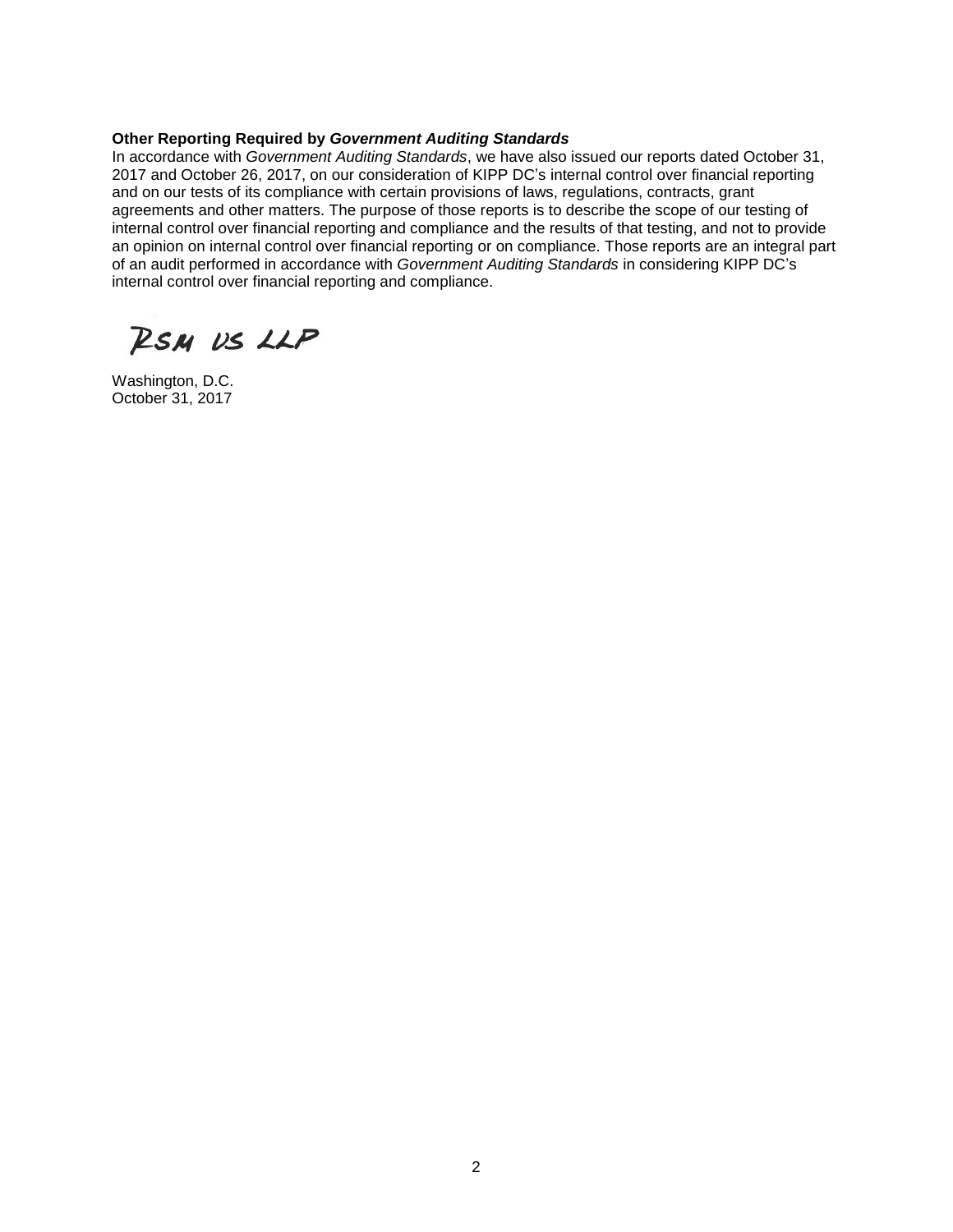**Other Reporting Required by *Government Auditing Standards***

In accordance with *Government Auditing Standards*, we have also issued our reports dated October 31, 2017 and October 26, 2017, on our consideration of KIPP DC's internal control over financial reporting and on our tests of its compliance with certain provisions of laws, regulations, contracts, grant agreements and other matters. The purpose of those reports is to describe the scope of our testing of internal control over financial reporting and compliance and the results of that testing, and not to provide an opinion on internal control over financial reporting or on compliance. Those reports are an integral part of an audit performed in accordance with *Government Auditing Standards* in considering KIPP DC's internal control over financial reporting and compliance.

RSM US LLP

Washington, D.C.
October 31, 2017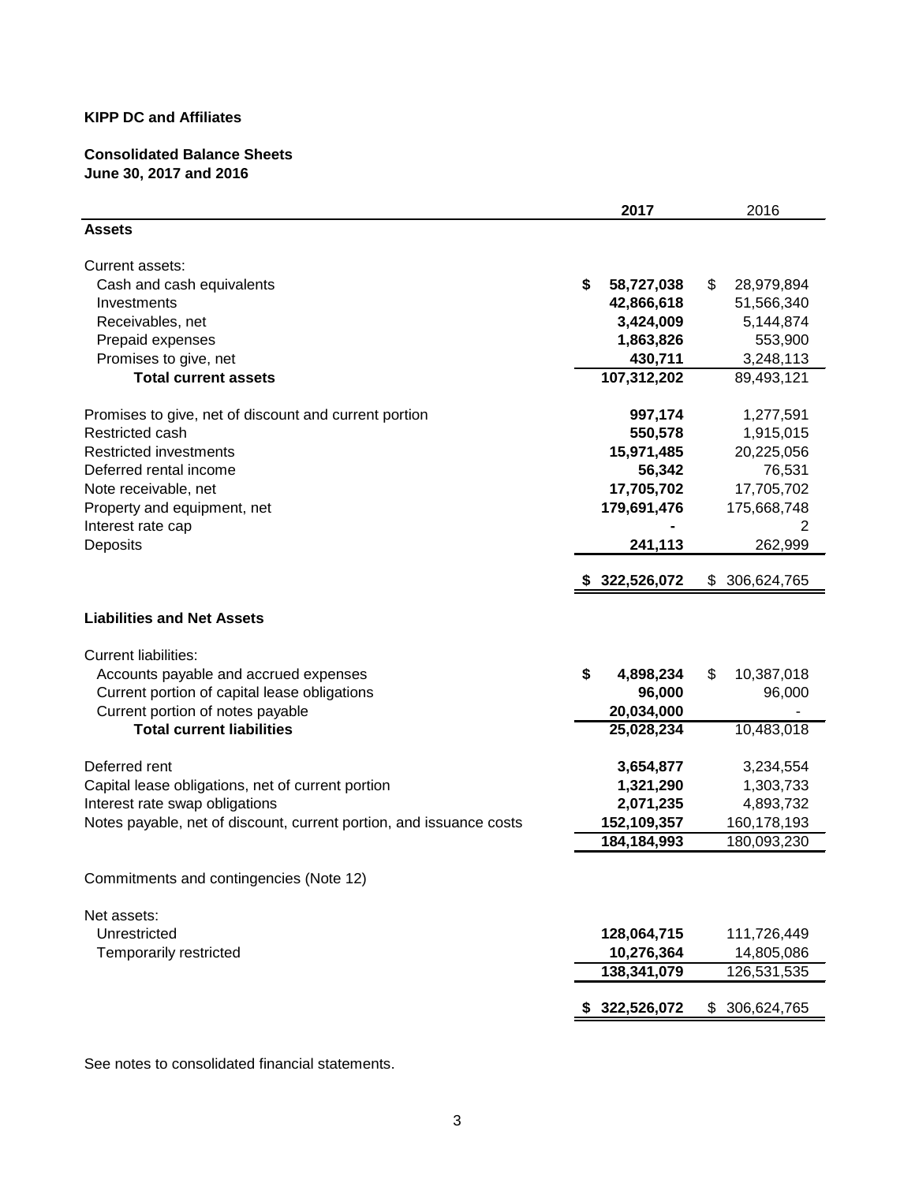**KIPP DC and Affiliates**

**Consolidated Balance Sheets**
**June 30, 2017 and 2016**

| | 2017 | 2016 |
|---|---|---|
| **Assets** | | |
| Current assets: | | |
| Cash and cash equivalents | $ 58,727,038 | $ 28,979,894 |
| Investments | 42,866,618 | 51,566,340 |
| Receivables, net | 3,424,009 | 5,144,874 |
| Prepaid expenses | 1,863,826 | 553,900 |
| Promises to give, net | 430,711 | 3,248,113 |
| **Total current assets** | 107,312,202 | 89,493,121 |
| Promises to give, net of discount and current portion | 997,174 | 1,277,591 |
| Restricted cash | 550,578 | 1,915,015 |
| Restricted investments | 15,971,485 | 20,225,056 |
| Deferred rental income | 56,342 | 76,531 |
| Note receivable, net | 17,705,702 | 17,705,702 |
| Property and equipment, net | 179,691,476 | 175,668,748 |
| Interest rate cap | - | 2 |
| Deposits | 241,113 | 262,999 |
| | $ 322,526,072 | $ 306,624,765 |
| **Liabilities and Net Assets** | | |
| Current liabilities: | | |
| Accounts payable and accrued expenses | $ 4,898,234 | $ 10,387,018 |
| Current portion of capital lease obligations | 96,000 | 96,000 |
| Current portion of notes payable | 20,034,000 | - |
| **Total current liabilities** | 25,028,234 | 10,483,018 |
| Deferred rent | 3,654,877 | 3,234,554 |
| Capital lease obligations, net of current portion | 1,321,290 | 1,303,733 |
| Interest rate swap obligations | 2,071,235 | 4,893,732 |
| Notes payable, net of discount, current portion, and issuance costs | 152,109,357 | 160,178,193 |
| | 184,184,993 | 180,093,230 |
| Commitments and contingencies (Note 12) | | |
| Net assets: | | |
| Unrestricted | 128,064,715 | 111,726,449 |
| Temporarily restricted | 10,276,364 | 14,805,086 |
| | 138,341,079 | 126,531,535 |
| | $ 322,526,072 | $ 306,624,765 |

See notes to consolidated financial statements.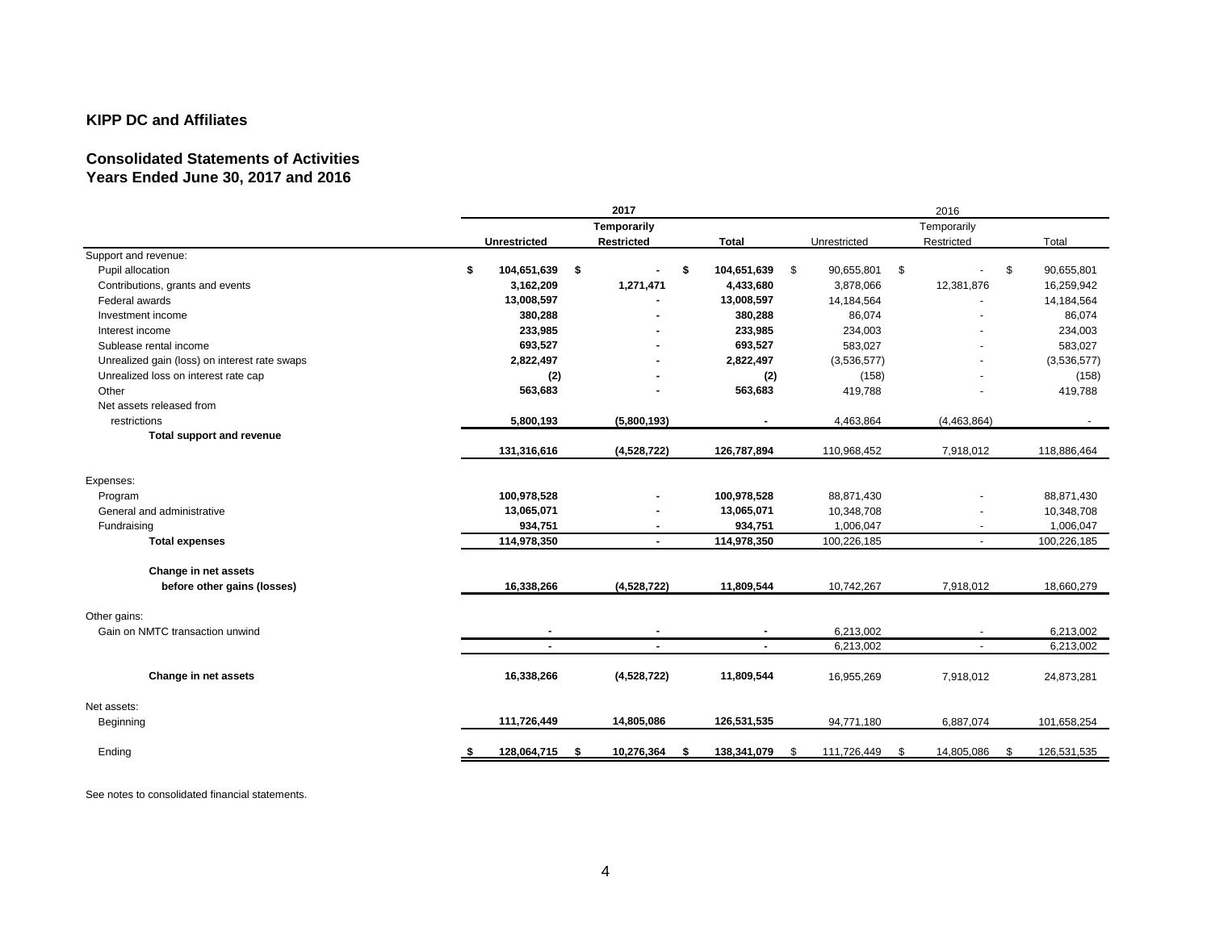## KIPP DC and Affiliates

### Consolidated Statements of Activities
### Years Ended June 30, 2017 and 2016

| | 2017 | | | 2016 | | |
|---|---|---|---|---|---|---|
| | | Temporarily | | | Temporarily | |
| | Unrestricted | Restricted | Total | Unrestricted | Restricted | Total |
| Support and revenue: | | | | | | |
| Pupil allocation | $ 104,651,639 | $ - | $ 104,651,639 | $ 90,655,801 | $ - | $ 90,655,801 |
| Contributions, grants and events | 3,162,209 | 1,271,471 | 4,433,680 | 3,878,066 | 12,381,876 | 16,259,942 |
| Federal awards | 13,008,597 | - | 13,008,597 | 14,184,564 | - | 14,184,564 |
| Investment income | 380,288 | - | 380,288 | 86,074 | - | 86,074 |
| Interest income | 233,985 | - | 233,985 | 234,003 | - | 234,003 |
| Sublease rental income | 693,527 | - | 693,527 | 583,027 | - | 583,027 |
| Unrealized gain (loss) on interest rate swaps | 2,822,497 | - | 2,822,497 | (3,536,577) | - | (3,536,577) |
| Unrealized loss on interest rate cap | (2) | - | (2) | (158) | - | (158) |
| Other | 563,683 | - | 563,683 | 419,788 | - | 419,788 |
| Net assets released from restrictions | 5,800,193 | (5,800,193) | - | 4,463,864 | (4,463,864) | - |
| **Total support and revenue** | 131,316,616 | (4,528,722) | 126,787,894 | 110,968,452 | 7,918,012 | 118,886,464 |
| Expenses: | | | | | | |
| Program | 100,978,528 | - | 100,978,528 | 88,871,430 | - | 88,871,430 |
| General and administrative | 13,065,071 | - | 13,065,071 | 10,348,708 | - | 10,348,708 |
| Fundraising | 934,751 | - | 934,751 | 1,006,047 | - | 1,006,047 |
| **Total expenses** | 114,978,350 | - | 114,978,350 | 100,226,185 | - | 100,226,185 |
| **Change in net assets before other gains (losses)** | 16,338,266 | (4,528,722) | 11,809,544 | 10,742,267 | 7,918,012 | 18,660,279 |
| Other gains: | | | | | | |
| Gain on NMTC transaction unwind | - | - | - | 6,213,002 | - | 6,213,002 |
| | - | - | - | 6,213,002 | - | 6,213,002 |
| **Change in net assets** | 16,338,266 | (4,528,722) | 11,809,544 | 16,955,269 | 7,918,012 | 24,873,281 |
| Net assets: | | | | | | |
| Beginning | 111,726,449 | 14,805,086 | 126,531,535 | 94,771,180 | 6,887,074 | 101,658,254 |
| Ending | $ 128,064,715 | $ 10,276,364 | $ 138,341,079 | $ 111,726,449 | $ 14,805,086 | $ 126,531,535 |

See notes to consolidated financial statements.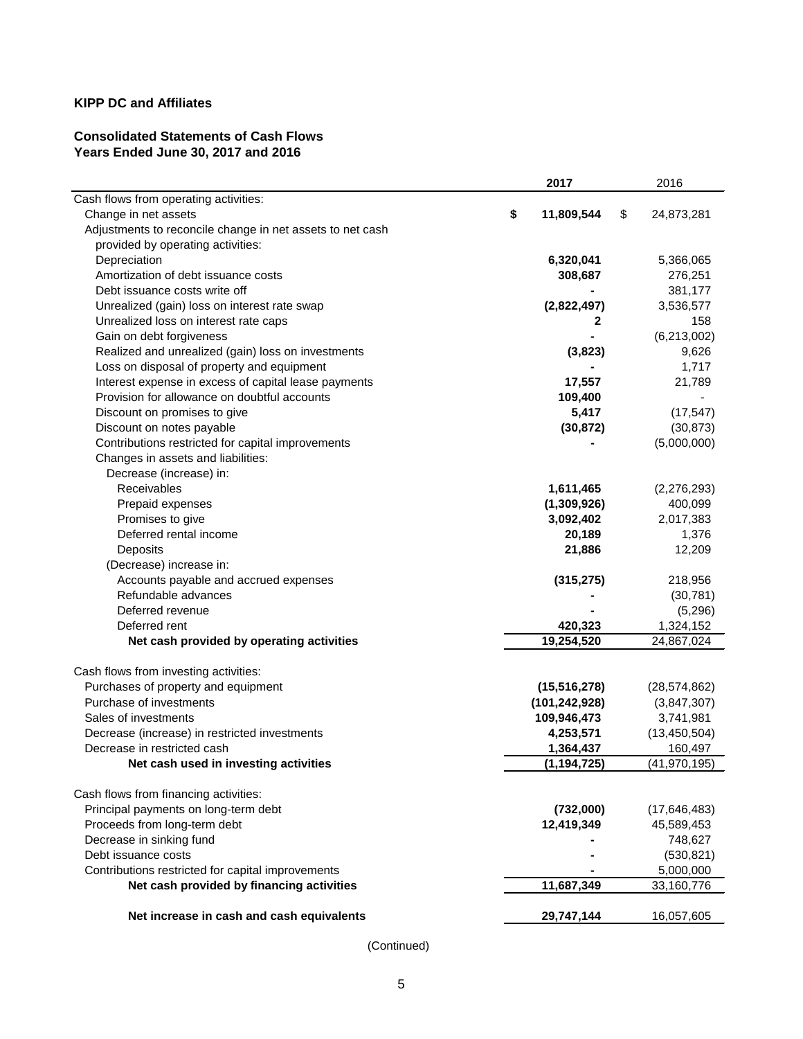**KIPP DC and Affiliates**

**Consolidated Statements of Cash Flows**
**Years Ended June 30, 2017 and 2016**

| | 2017 | 2016 |
|---|---|---|
| Cash flows from operating activities: | | |
| Change in net assets | **$ 11,809,544** | $ 24,873,281 |
| Adjustments to reconcile change in net assets to net cash provided by operating activities: | | |
| Depreciation | **6,320,041** | 5,366,065 |
| Amortization of debt issuance costs | **308,687** | 276,251 |
| Debt issuance costs write off | **-** | 381,177 |
| Unrealized (gain) loss on interest rate swap | **(2,822,497)** | 3,536,577 |
| Unrealized loss on interest rate caps | **2** | 158 |
| Gain on debt forgiveness | **-** | (6,213,002) |
| Realized and unrealized (gain) loss on investments | **(3,823)** | 9,626 |
| Loss on disposal of property and equipment | **-** | 1,717 |
| Interest expense in excess of capital lease payments | **17,557** | 21,789 |
| Provision for allowance on doubtful accounts | **109,400** | - |
| Discount on promises to give | **5,417** | (17,547) |
| Discount on notes payable | **(30,872)** | (30,873) |
| Contributions restricted for capital improvements | **-** | (5,000,000) |
| Changes in assets and liabilities: | | |
| Decrease (increase) in: | | |
| Receivables | **1,611,465** | (2,276,293) |
| Prepaid expenses | **(1,309,926)** | 400,099 |
| Promises to give | **3,092,402** | 2,017,383 |
| Deferred rental income | **20,189** | 1,376 |
| Deposits | **21,886** | 12,209 |
| (Decrease) increase in: | | |
| Accounts payable and accrued expenses | **(315,275)** | 218,956 |
| Refundable advances | **-** | (30,781) |
| Deferred revenue | **-** | (5,296) |
| Deferred rent | **420,323** | 1,324,152 |
| **Net cash provided by operating activities** | **19,254,520** | 24,867,024 |
| Cash flows from investing activities: | | |
| Purchases of property and equipment | **(15,516,278)** | (28,574,862) |
| Purchase of investments | **(101,242,928)** | (3,847,307) |
| Sales of investments | **109,946,473** | 3,741,981 |
| Decrease (increase) in restricted investments | **4,253,571** | (13,450,504) |
| Decrease in restricted cash | **1,364,437** | 160,497 |
| **Net cash used in investing activities** | **(1,194,725)** | (41,970,195) |
| Cash flows from financing activities: | | |
| Principal payments on long-term debt | **(732,000)** | (17,646,483) |
| Proceeds from long-term debt | **12,419,349** | 45,589,453 |
| Decrease in sinking fund | **-** | 748,627 |
| Debt issuance costs | **-** | (530,821) |
| Contributions restricted for capital improvements | **-** | 5,000,000 |
| **Net cash provided by financing activities** | **11,687,349** | 33,160,776 |
| **Net increase in cash and cash equivalents** | **29,747,144** | 16,057,605 |

(Continued)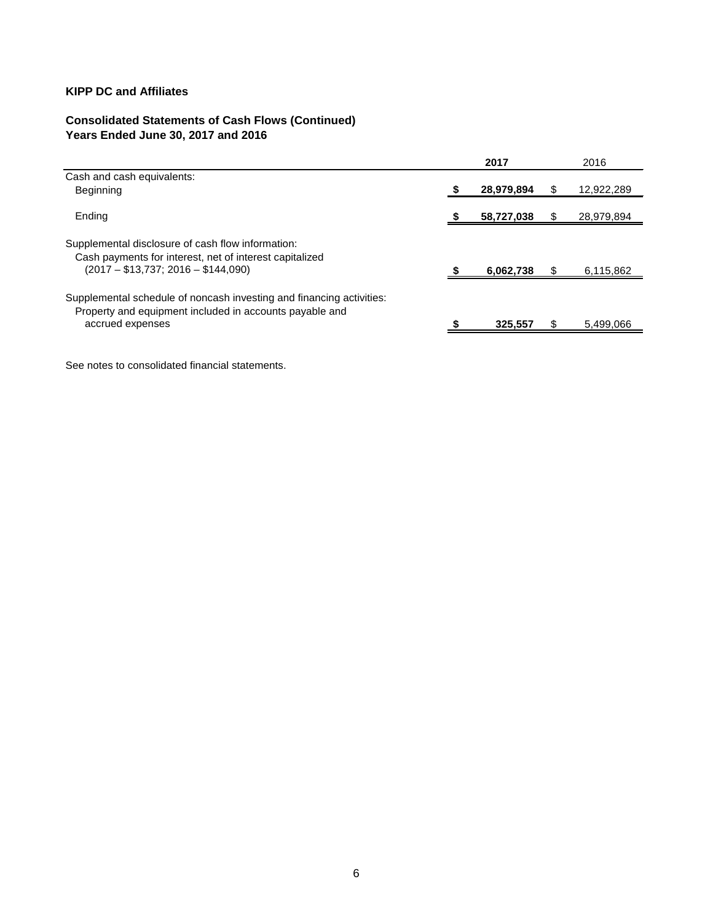**KIPP DC and Affiliates**

**Consolidated Statements of Cash Flows (Continued)**
**Years Ended June 30, 2017 and 2016**

| | **2017** | 2016 |
|---|---|---|
| Cash and cash equivalents: | | |
| Beginning | **$ 28,979,894** | $ 12,922,289 |
| Ending | **$ 58,727,038** | $ 28,979,894 |
| Supplemental disclosure of cash flow information: | | |
| Cash payments for interest, net of interest capitalized (2017 – $13,737; 2016 – $144,090) | **$ 6,062,738** | $ 6,115,862 |
| Supplemental schedule of noncash investing and financing activities: | | |
| Property and equipment included in accounts payable and accrued expenses | **$ 325,557** | $ 5,499,066 |

See notes to consolidated financial statements.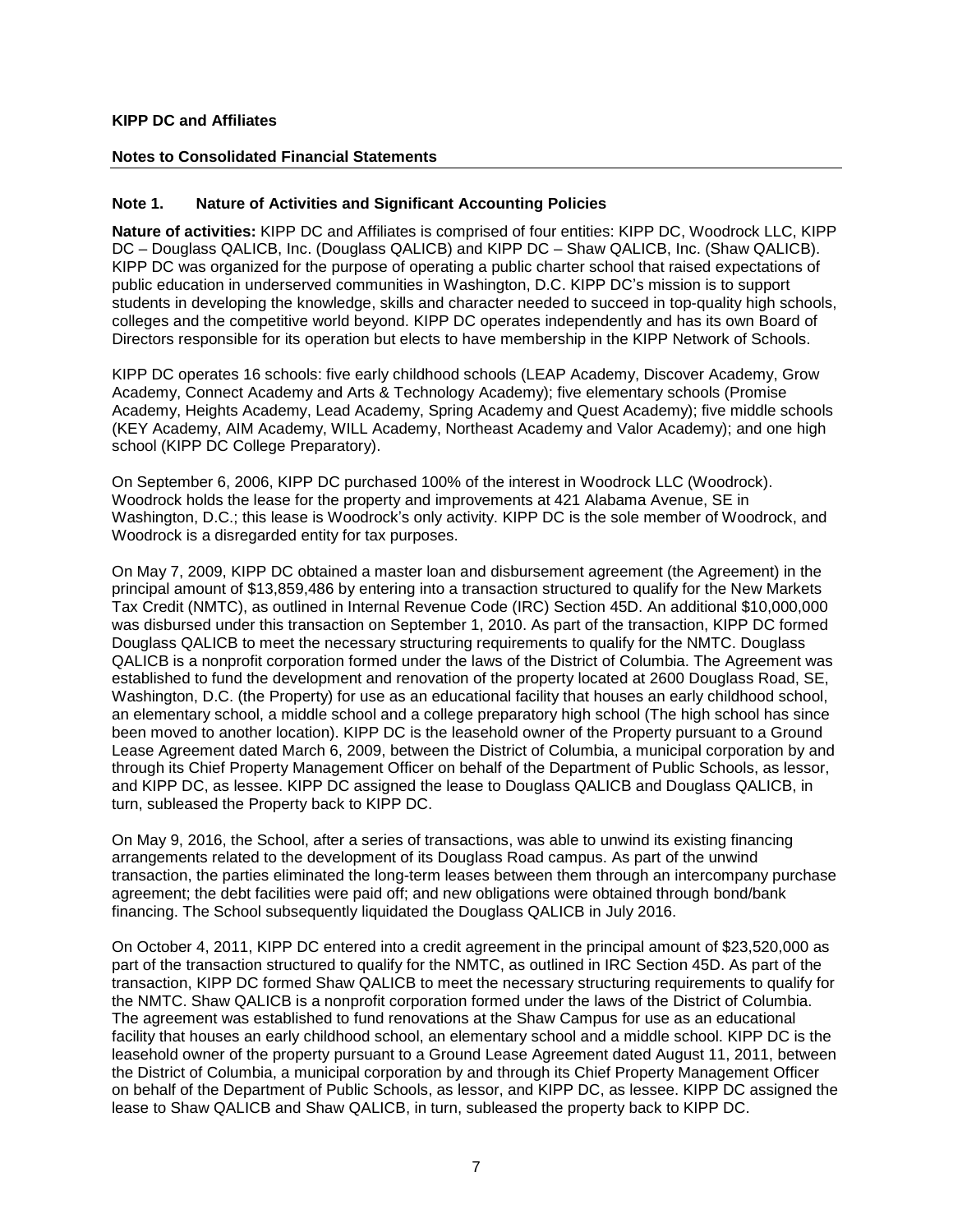**KIPP DC and Affiliates**

**Notes to Consolidated Financial Statements**

## Note 1. Nature of Activities and Significant Accounting Policies

**Nature of activities:** KIPP DC and Affiliates is comprised of four entities: KIPP DC, Woodrock LLC, KIPP DC – Douglass QALICB, Inc. (Douglass QALICB) and KIPP DC – Shaw QALICB, Inc. (Shaw QALICB). KIPP DC was organized for the purpose of operating a public charter school that raised expectations of public education in underserved communities in Washington, D.C. KIPP DC's mission is to support students in developing the knowledge, skills and character needed to succeed in top-quality high schools, colleges and the competitive world beyond. KIPP DC operates independently and has its own Board of Directors responsible for its operation but elects to have membership in the KIPP Network of Schools.

KIPP DC operates 16 schools: five early childhood schools (LEAP Academy, Discover Academy, Grow Academy, Connect Academy and Arts & Technology Academy); five elementary schools (Promise Academy, Heights Academy, Lead Academy, Spring Academy and Quest Academy); five middle schools (KEY Academy, AIM Academy, WILL Academy, Northeast Academy and Valor Academy); and one high school (KIPP DC College Preparatory).

On September 6, 2006, KIPP DC purchased 100% of the interest in Woodrock LLC (Woodrock). Woodrock holds the lease for the property and improvements at 421 Alabama Avenue, SE in Washington, D.C.; this lease is Woodrock's only activity. KIPP DC is the sole member of Woodrock, and Woodrock is a disregarded entity for tax purposes.

On May 7, 2009, KIPP DC obtained a master loan and disbursement agreement (the Agreement) in the principal amount of $13,859,486 by entering into a transaction structured to qualify for the New Markets Tax Credit (NMTC), as outlined in Internal Revenue Code (IRC) Section 45D. An additional $10,000,000 was disbursed under this transaction on September 1, 2010. As part of the transaction, KIPP DC formed Douglass QALICB to meet the necessary structuring requirements to qualify for the NMTC. Douglass QALICB is a nonprofit corporation formed under the laws of the District of Columbia. The Agreement was established to fund the development and renovation of the property located at 2600 Douglass Road, SE, Washington, D.C. (the Property) for use as an educational facility that houses an early childhood school, an elementary school, a middle school and a college preparatory high school (The high school has since been moved to another location). KIPP DC is the leasehold owner of the Property pursuant to a Ground Lease Agreement dated March 6, 2009, between the District of Columbia, a municipal corporation by and through its Chief Property Management Officer on behalf of the Department of Public Schools, as lessor, and KIPP DC, as lessee. KIPP DC assigned the lease to Douglass QALICB and Douglass QALICB, in turn, subleased the Property back to KIPP DC.

On May 9, 2016, the School, after a series of transactions, was able to unwind its existing financing arrangements related to the development of its Douglass Road campus. As part of the unwind transaction, the parties eliminated the long-term leases between them through an intercompany purchase agreement; the debt facilities were paid off; and new obligations were obtained through bond/bank financing. The School subsequently liquidated the Douglass QALICB in July 2016.

On October 4, 2011, KIPP DC entered into a credit agreement in the principal amount of $23,520,000 as part of the transaction structured to qualify for the NMTC, as outlined in IRC Section 45D. As part of the transaction, KIPP DC formed Shaw QALICB to meet the necessary structuring requirements to qualify for the NMTC. Shaw QALICB is a nonprofit corporation formed under the laws of the District of Columbia. The agreement was established to fund renovations at the Shaw Campus for use as an educational facility that houses an early childhood school, an elementary school and a middle school. KIPP DC is the leasehold owner of the property pursuant to a Ground Lease Agreement dated August 11, 2011, between the District of Columbia, a municipal corporation by and through its Chief Property Management Officer on behalf of the Department of Public Schools, as lessor, and KIPP DC, as lessee. KIPP DC assigned the lease to Shaw QALICB and Shaw QALICB, in turn, subleased the property back to KIPP DC.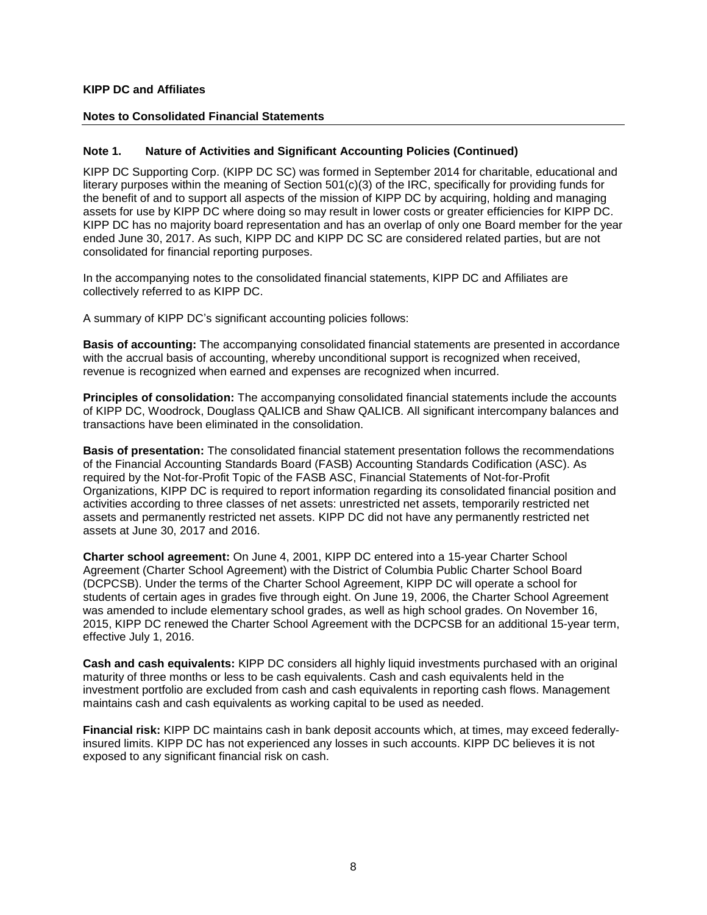**KIPP DC and Affiliates**

**Notes to Consolidated Financial Statements**

## Note 1. Nature of Activities and Significant Accounting Policies (Continued)

KIPP DC Supporting Corp. (KIPP DC SC) was formed in September 2014 for charitable, educational and literary purposes within the meaning of Section 501(c)(3) of the IRC, specifically for providing funds for the benefit of and to support all aspects of the mission of KIPP DC by acquiring, holding and managing assets for use by KIPP DC where doing so may result in lower costs or greater efficiencies for KIPP DC. KIPP DC has no majority board representation and has an overlap of only one Board member for the year ended June 30, 2017. As such, KIPP DC and KIPP DC SC are considered related parties, but are not consolidated for financial reporting purposes.

In the accompanying notes to the consolidated financial statements, KIPP DC and Affiliates are collectively referred to as KIPP DC.

A summary of KIPP DC's significant accounting policies follows:

**Basis of accounting:** The accompanying consolidated financial statements are presented in accordance with the accrual basis of accounting, whereby unconditional support is recognized when received, revenue is recognized when earned and expenses are recognized when incurred.

**Principles of consolidation:** The accompanying consolidated financial statements include the accounts of KIPP DC, Woodrock, Douglass QALICB and Shaw QALICB. All significant intercompany balances and transactions have been eliminated in the consolidation.

**Basis of presentation:** The consolidated financial statement presentation follows the recommendations of the Financial Accounting Standards Board (FASB) Accounting Standards Codification (ASC). As required by the Not-for-Profit Topic of the FASB ASC, Financial Statements of Not-for-Profit Organizations, KIPP DC is required to report information regarding its consolidated financial position and activities according to three classes of net assets: unrestricted net assets, temporarily restricted net assets and permanently restricted net assets. KIPP DC did not have any permanently restricted net assets at June 30, 2017 and 2016.

**Charter school agreement:** On June 4, 2001, KIPP DC entered into a 15-year Charter School Agreement (Charter School Agreement) with the District of Columbia Public Charter School Board (DCPCSB). Under the terms of the Charter School Agreement, KIPP DC will operate a school for students of certain ages in grades five through eight. On June 19, 2006, the Charter School Agreement was amended to include elementary school grades, as well as high school grades. On November 16, 2015, KIPP DC renewed the Charter School Agreement with the DCPCSB for an additional 15-year term, effective July 1, 2016.

**Cash and cash equivalents:** KIPP DC considers all highly liquid investments purchased with an original maturity of three months or less to be cash equivalents. Cash and cash equivalents held in the investment portfolio are excluded from cash and cash equivalents in reporting cash flows. Management maintains cash and cash equivalents as working capital to be used as needed.

**Financial risk:** KIPP DC maintains cash in bank deposit accounts which, at times, may exceed federally-insured limits. KIPP DC has not experienced any losses in such accounts. KIPP DC believes it is not exposed to any significant financial risk on cash.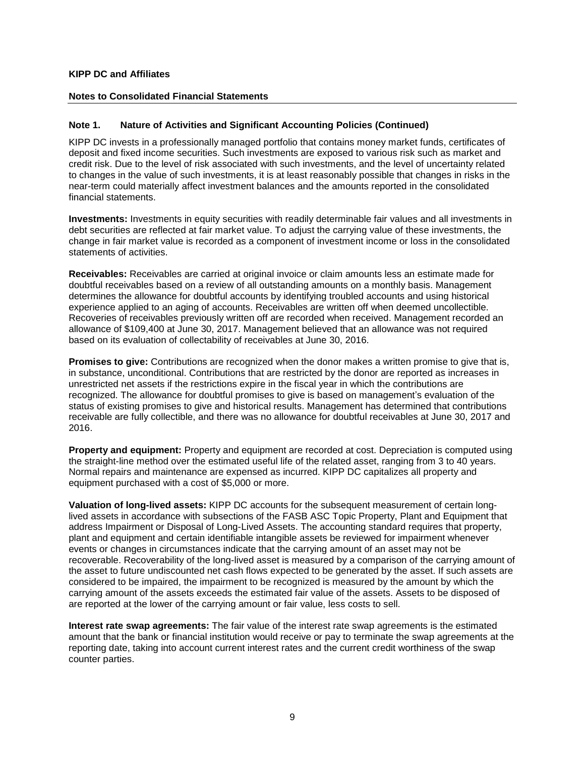**KIPP DC and Affiliates**

**Notes to Consolidated Financial Statements**

## Note 1. Nature of Activities and Significant Accounting Policies (Continued)

KIPP DC invests in a professionally managed portfolio that contains money market funds, certificates of deposit and fixed income securities. Such investments are exposed to various risk such as market and credit risk. Due to the level of risk associated with such investments, and the level of uncertainty related to changes in the value of such investments, it is at least reasonably possible that changes in risks in the near-term could materially affect investment balances and the amounts reported in the consolidated financial statements.

**Investments:** Investments in equity securities with readily determinable fair values and all investments in debt securities are reflected at fair market value. To adjust the carrying value of these investments, the change in fair market value is recorded as a component of investment income or loss in the consolidated statements of activities.

**Receivables:** Receivables are carried at original invoice or claim amounts less an estimate made for doubtful receivables based on a review of all outstanding amounts on a monthly basis. Management determines the allowance for doubtful accounts by identifying troubled accounts and using historical experience applied to an aging of accounts. Receivables are written off when deemed uncollectible. Recoveries of receivables previously written off are recorded when received. Management recorded an allowance of $109,400 at June 30, 2017. Management believed that an allowance was not required based on its evaluation of collectability of receivables at June 30, 2016.

**Promises to give:** Contributions are recognized when the donor makes a written promise to give that is, in substance, unconditional. Contributions that are restricted by the donor are reported as increases in unrestricted net assets if the restrictions expire in the fiscal year in which the contributions are recognized. The allowance for doubtful promises to give is based on management's evaluation of the status of existing promises to give and historical results. Management has determined that contributions receivable are fully collectible, and there was no allowance for doubtful receivables at June 30, 2017 and 2016.

**Property and equipment:** Property and equipment are recorded at cost. Depreciation is computed using the straight-line method over the estimated useful life of the related asset, ranging from 3 to 40 years. Normal repairs and maintenance are expensed as incurred. KIPP DC capitalizes all property and equipment purchased with a cost of $5,000 or more.

**Valuation of long-lived assets:** KIPP DC accounts for the subsequent measurement of certain long-lived assets in accordance with subsections of the FASB ASC Topic Property, Plant and Equipment that address Impairment or Disposal of Long-Lived Assets. The accounting standard requires that property, plant and equipment and certain identifiable intangible assets be reviewed for impairment whenever events or changes in circumstances indicate that the carrying amount of an asset may not be recoverable. Recoverability of the long-lived asset is measured by a comparison of the carrying amount of the asset to future undiscounted net cash flows expected to be generated by the asset. If such assets are considered to be impaired, the impairment to be recognized is measured by the amount by which the carrying amount of the assets exceeds the estimated fair value of the assets. Assets to be disposed of are reported at the lower of the carrying amount or fair value, less costs to sell.

**Interest rate swap agreements:** The fair value of the interest rate swap agreements is the estimated amount that the bank or financial institution would receive or pay to terminate the swap agreements at the reporting date, taking into account current interest rates and the current credit worthiness of the swap counter parties.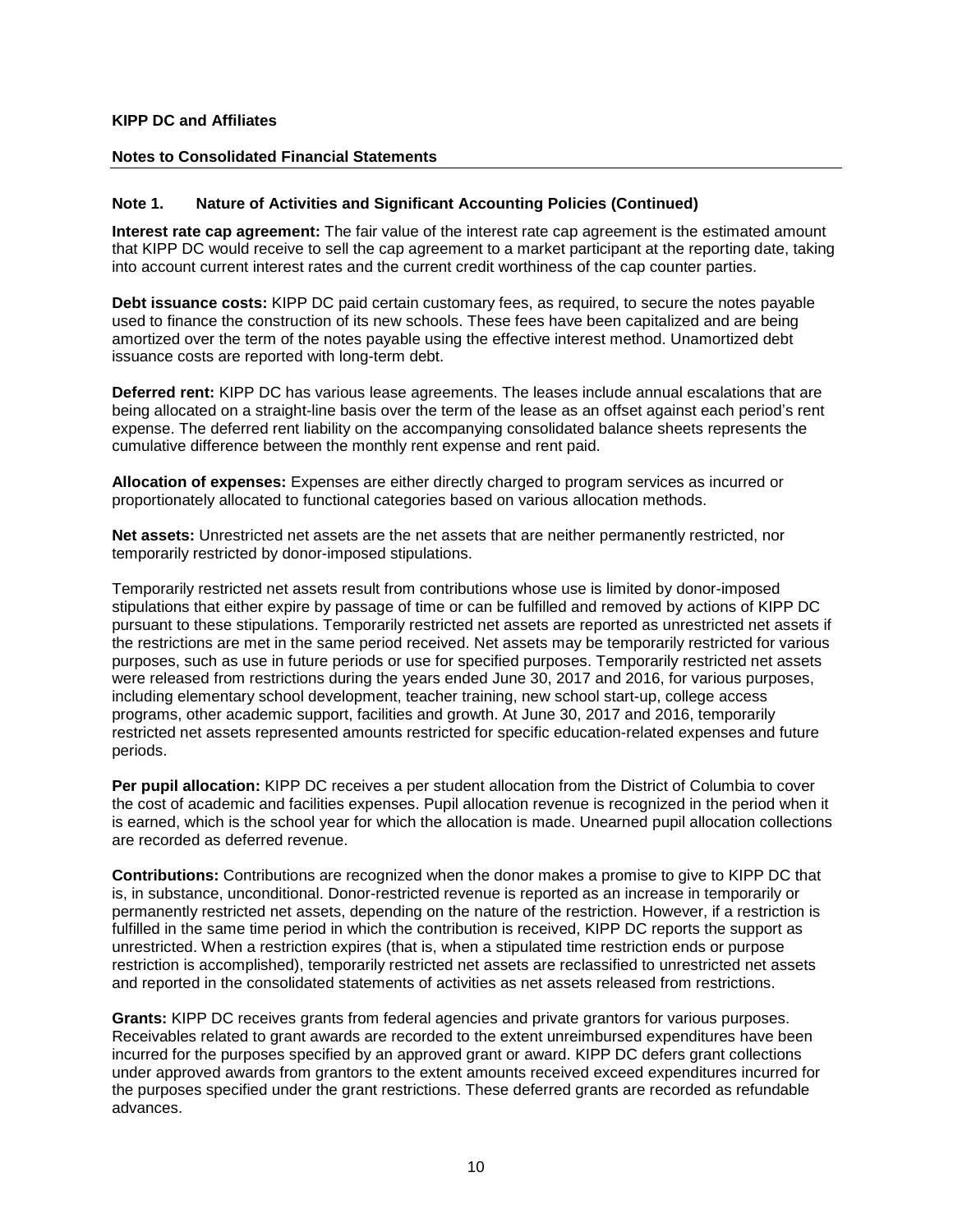**KIPP DC and Affiliates**

**Notes to Consolidated Financial Statements**

### Note 1. Nature of Activities and Significant Accounting Policies (Continued)

**Interest rate cap agreement:** The fair value of the interest rate cap agreement is the estimated amount that KIPP DC would receive to sell the cap agreement to a market participant at the reporting date, taking into account current interest rates and the current credit worthiness of the cap counter parties.

**Debt issuance costs:** KIPP DC paid certain customary fees, as required, to secure the notes payable used to finance the construction of its new schools. These fees have been capitalized and are being amortized over the term of the notes payable using the effective interest method. Unamortized debt issuance costs are reported with long-term debt.

**Deferred rent:** KIPP DC has various lease agreements. The leases include annual escalations that are being allocated on a straight-line basis over the term of the lease as an offset against each period's rent expense. The deferred rent liability on the accompanying consolidated balance sheets represents the cumulative difference between the monthly rent expense and rent paid.

**Allocation of expenses:** Expenses are either directly charged to program services as incurred or proportionately allocated to functional categories based on various allocation methods.

**Net assets:** Unrestricted net assets are the net assets that are neither permanently restricted, nor temporarily restricted by donor-imposed stipulations.

Temporarily restricted net assets result from contributions whose use is limited by donor-imposed stipulations that either expire by passage of time or can be fulfilled and removed by actions of KIPP DC pursuant to these stipulations. Temporarily restricted net assets are reported as unrestricted net assets if the restrictions are met in the same period received. Net assets may be temporarily restricted for various purposes, such as use in future periods or use for specified purposes. Temporarily restricted net assets were released from restrictions during the years ended June 30, 2017 and 2016, for various purposes, including elementary school development, teacher training, new school start-up, college access programs, other academic support, facilities and growth. At June 30, 2017 and 2016, temporarily restricted net assets represented amounts restricted for specific education-related expenses and future periods.

**Per pupil allocation:** KIPP DC receives a per student allocation from the District of Columbia to cover the cost of academic and facilities expenses. Pupil allocation revenue is recognized in the period when it is earned, which is the school year for which the allocation is made. Unearned pupil allocation collections are recorded as deferred revenue.

**Contributions:** Contributions are recognized when the donor makes a promise to give to KIPP DC that is, in substance, unconditional. Donor-restricted revenue is reported as an increase in temporarily or permanently restricted net assets, depending on the nature of the restriction. However, if a restriction is fulfilled in the same time period in which the contribution is received, KIPP DC reports the support as unrestricted. When a restriction expires (that is, when a stipulated time restriction ends or purpose restriction is accomplished), temporarily restricted net assets are reclassified to unrestricted net assets and reported in the consolidated statements of activities as net assets released from restrictions.

**Grants:** KIPP DC receives grants from federal agencies and private grantors for various purposes. Receivables related to grant awards are recorded to the extent unreimbursed expenditures have been incurred for the purposes specified by an approved grant or award. KIPP DC defers grant collections under approved awards from grantors to the extent amounts received exceed expenditures incurred for the purposes specified under the grant restrictions. These deferred grants are recorded as refundable advances.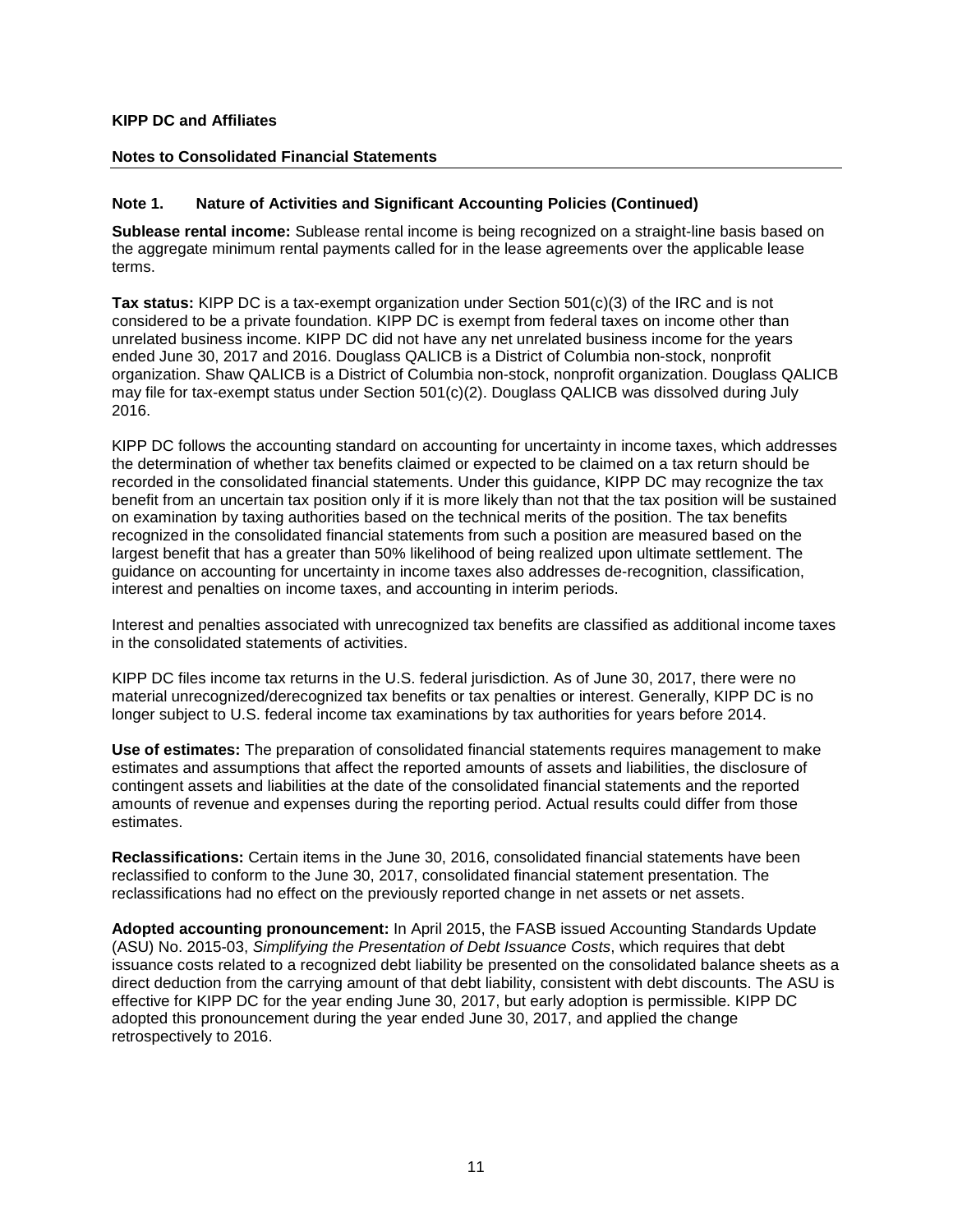**KIPP DC and Affiliates**

**Notes to Consolidated Financial Statements**

## Note 1. Nature of Activities and Significant Accounting Policies (Continued)

**Sublease rental income:** Sublease rental income is being recognized on a straight-line basis based on the aggregate minimum rental payments called for in the lease agreements over the applicable lease terms.

**Tax status:** KIPP DC is a tax-exempt organization under Section 501(c)(3) of the IRC and is not considered to be a private foundation. KIPP DC is exempt from federal taxes on income other than unrelated business income. KIPP DC did not have any net unrelated business income for the years ended June 30, 2017 and 2016. Douglass QALICB is a District of Columbia non-stock, nonprofit organization. Shaw QALICB is a District of Columbia non-stock, nonprofit organization. Douglass QALICB may file for tax-exempt status under Section 501(c)(2). Douglass QALICB was dissolved during July 2016.

KIPP DC follows the accounting standard on accounting for uncertainty in income taxes, which addresses the determination of whether tax benefits claimed or expected to be claimed on a tax return should be recorded in the consolidated financial statements. Under this guidance, KIPP DC may recognize the tax benefit from an uncertain tax position only if it is more likely than not that the tax position will be sustained on examination by taxing authorities based on the technical merits of the position. The tax benefits recognized in the consolidated financial statements from such a position are measured based on the largest benefit that has a greater than 50% likelihood of being realized upon ultimate settlement. The guidance on accounting for uncertainty in income taxes also addresses de-recognition, classification, interest and penalties on income taxes, and accounting in interim periods.

Interest and penalties associated with unrecognized tax benefits are classified as additional income taxes in the consolidated statements of activities.

KIPP DC files income tax returns in the U.S. federal jurisdiction. As of June 30, 2017, there were no material unrecognized/derecognized tax benefits or tax penalties or interest. Generally, KIPP DC is no longer subject to U.S. federal income tax examinations by tax authorities for years before 2014.

**Use of estimates:** The preparation of consolidated financial statements requires management to make estimates and assumptions that affect the reported amounts of assets and liabilities, the disclosure of contingent assets and liabilities at the date of the consolidated financial statements and the reported amounts of revenue and expenses during the reporting period. Actual results could differ from those estimates.

**Reclassifications:** Certain items in the June 30, 2016, consolidated financial statements have been reclassified to conform to the June 30, 2017, consolidated financial statement presentation. The reclassifications had no effect on the previously reported change in net assets or net assets.

**Adopted accounting pronouncement:** In April 2015, the FASB issued Accounting Standards Update (ASU) No. 2015-03, *Simplifying the Presentation of Debt Issuance Costs*, which requires that debt issuance costs related to a recognized debt liability be presented on the consolidated balance sheets as a direct deduction from the carrying amount of that debt liability, consistent with debt discounts. The ASU is effective for KIPP DC for the year ending June 30, 2017, but early adoption is permissible. KIPP DC adopted this pronouncement during the year ended June 30, 2017, and applied the change retrospectively to 2016.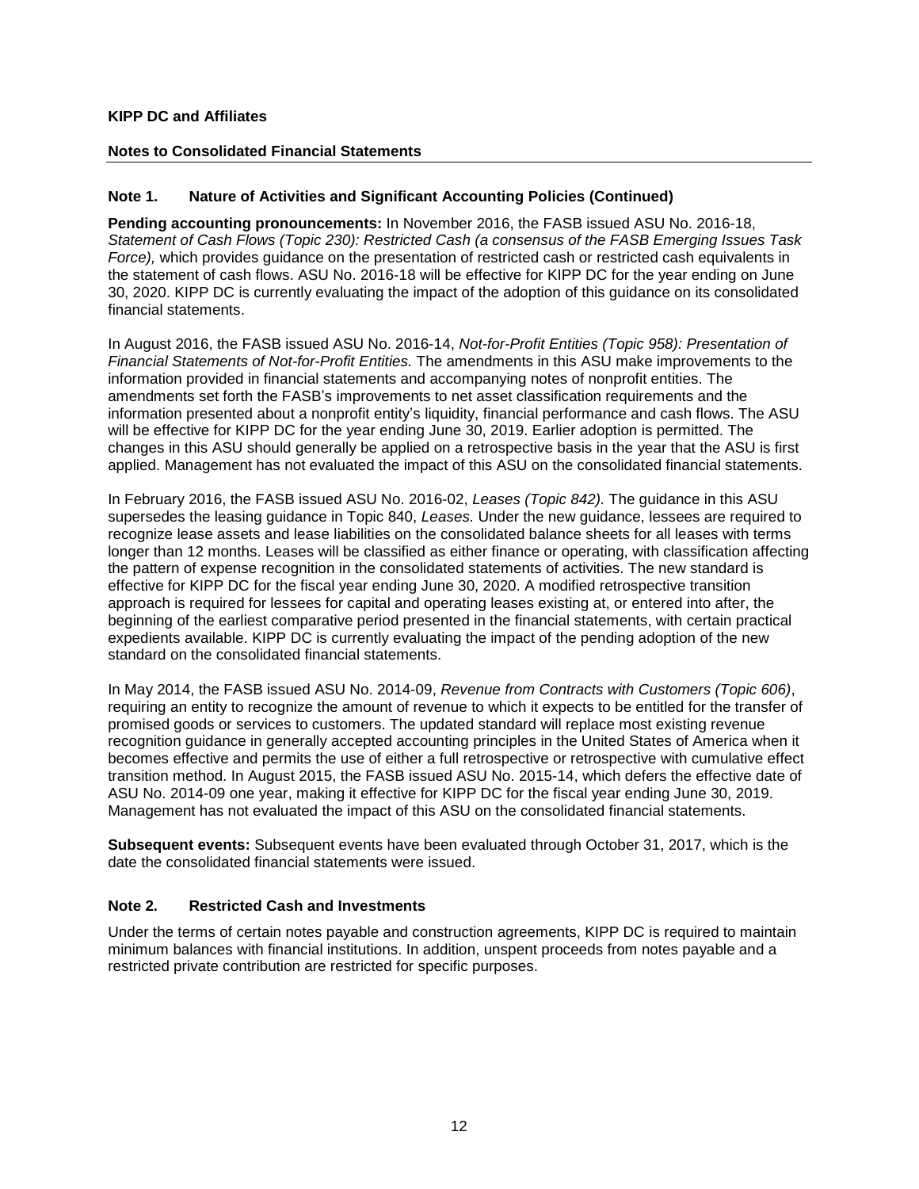**KIPP DC and Affiliates**

**Notes to Consolidated Financial Statements**

## Note 1. Nature of Activities and Significant Accounting Policies (Continued)

**Pending accounting pronouncements:** In November 2016, the FASB issued ASU No. 2016-18, *Statement of Cash Flows (Topic 230): Restricted Cash (a consensus of the FASB Emerging Issues Task Force),* which provides guidance on the presentation of restricted cash or restricted cash equivalents in the statement of cash flows. ASU No. 2016-18 will be effective for KIPP DC for the year ending on June 30, 2020. KIPP DC is currently evaluating the impact of the adoption of this guidance on its consolidated financial statements.

In August 2016, the FASB issued ASU No. 2016-14, *Not-for-Profit Entities (Topic 958): Presentation of Financial Statements of Not-for-Profit Entities.* The amendments in this ASU make improvements to the information provided in financial statements and accompanying notes of nonprofit entities. The amendments set forth the FASB's improvements to net asset classification requirements and the information presented about a nonprofit entity's liquidity, financial performance and cash flows. The ASU will be effective for KIPP DC for the year ending June 30, 2019. Earlier adoption is permitted. The changes in this ASU should generally be applied on a retrospective basis in the year that the ASU is first applied. Management has not evaluated the impact of this ASU on the consolidated financial statements.

In February 2016, the FASB issued ASU No. 2016-02, *Leases (Topic 842).* The guidance in this ASU supersedes the leasing guidance in Topic 840, *Leases.* Under the new guidance, lessees are required to recognize lease assets and lease liabilities on the consolidated balance sheets for all leases with terms longer than 12 months. Leases will be classified as either finance or operating, with classification affecting the pattern of expense recognition in the consolidated statements of activities. The new standard is effective for KIPP DC for the fiscal year ending June 30, 2020. A modified retrospective transition approach is required for lessees for capital and operating leases existing at, or entered into after, the beginning of the earliest comparative period presented in the financial statements, with certain practical expedients available. KIPP DC is currently evaluating the impact of the pending adoption of the new standard on the consolidated financial statements.

In May 2014, the FASB issued ASU No. 2014-09, *Revenue from Contracts with Customers (Topic 606)*, requiring an entity to recognize the amount of revenue to which it expects to be entitled for the transfer of promised goods or services to customers. The updated standard will replace most existing revenue recognition guidance in generally accepted accounting principles in the United States of America when it becomes effective and permits the use of either a full retrospective or retrospective with cumulative effect transition method. In August 2015, the FASB issued ASU No. 2015-14, which defers the effective date of ASU No. 2014-09 one year, making it effective for KIPP DC for the fiscal year ending June 30, 2019. Management has not evaluated the impact of this ASU on the consolidated financial statements.

**Subsequent events:** Subsequent events have been evaluated through October 31, 2017, which is the date the consolidated financial statements were issued.

## Note 2. Restricted Cash and Investments

Under the terms of certain notes payable and construction agreements, KIPP DC is required to maintain minimum balances with financial institutions. In addition, unspent proceeds from notes payable and a restricted private contribution are restricted for specific purposes.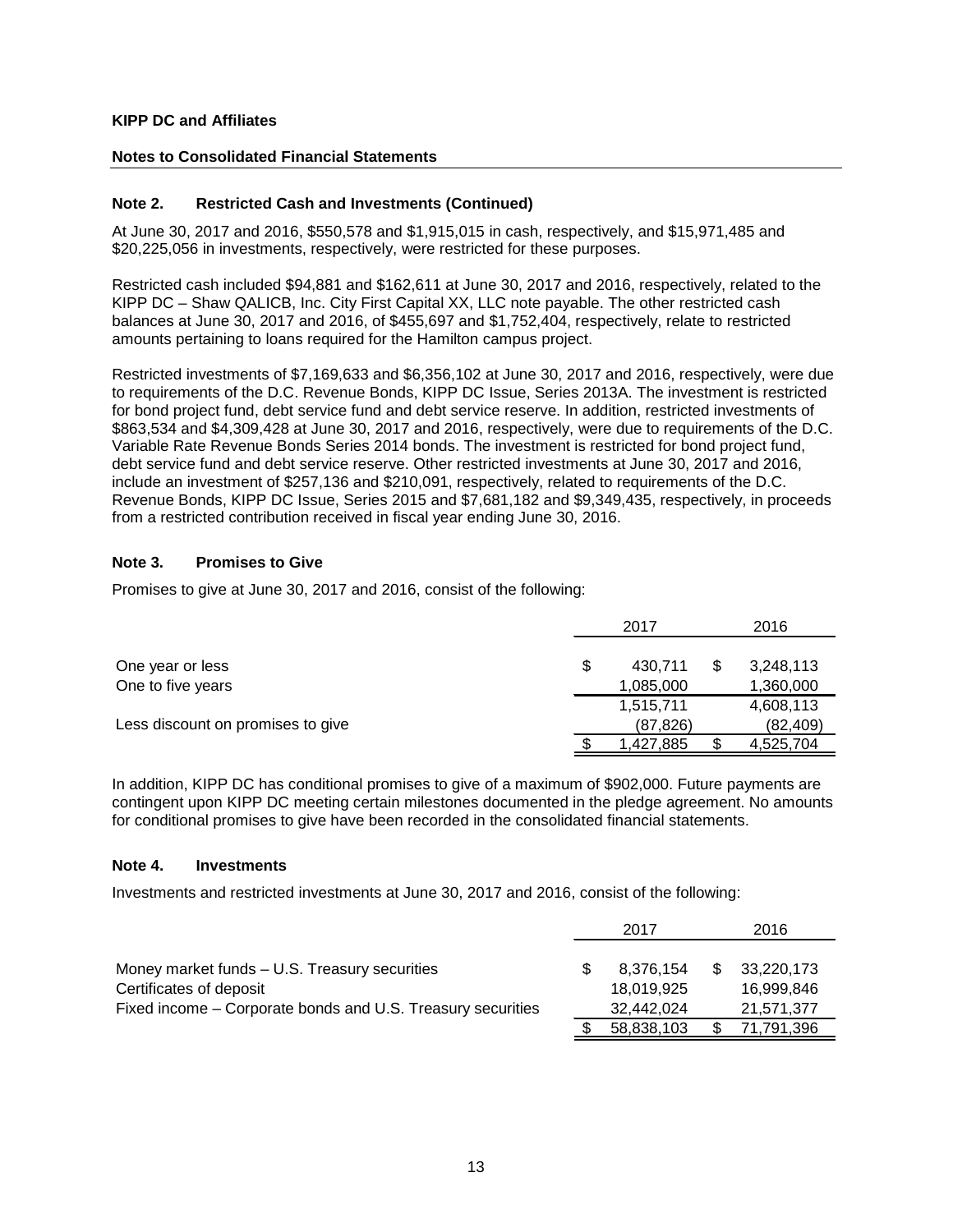**KIPP DC and Affiliates**

**Notes to Consolidated Financial Statements**

### Note 2. Restricted Cash and Investments (Continued)

At June 30, 2017 and 2016, $550,578 and $1,915,015 in cash, respectively, and $15,971,485 and $20,225,056 in investments, respectively, were restricted for these purposes.

Restricted cash included $94,881 and $162,611 at June 30, 2017 and 2016, respectively, related to the KIPP DC – Shaw QALICB, Inc. City First Capital XX, LLC note payable. The other restricted cash balances at June 30, 2017 and 2016, of $455,697 and $1,752,404, respectively, relate to restricted amounts pertaining to loans required for the Hamilton campus project.

Restricted investments of $7,169,633 and $6,356,102 at June 30, 2017 and 2016, respectively, were due to requirements of the D.C. Revenue Bonds, KIPP DC Issue, Series 2013A. The investment is restricted for bond project fund, debt service fund and debt service reserve. In addition, restricted investments of $863,534 and $4,309,428 at June 30, 2017 and 2016, respectively, were due to requirements of the D.C. Variable Rate Revenue Bonds Series 2014 bonds. The investment is restricted for bond project fund, debt service fund and debt service reserve. Other restricted investments at June 30, 2017 and 2016, include an investment of $257,136 and $210,091, respectively, related to requirements of the D.C. Revenue Bonds, KIPP DC Issue, Series 2015 and $7,681,182 and $9,349,435, respectively, in proceeds from a restricted contribution received in fiscal year ending June 30, 2016.

### Note 3. Promises to Give

Promises to give at June 30, 2017 and 2016, consist of the following:

| | 2017 | 2016 |
|---|---|---|
| One year or less | $ 430,711 | $ 3,248,113 |
| One to five years | 1,085,000 | 1,360,000 |
| | 1,515,711 | 4,608,113 |
| Less discount on promises to give | (87,826) | (82,409) |
| | $ 1,427,885 | $ 4,525,704 |

In addition, KIPP DC has conditional promises to give of a maximum of $902,000. Future payments are contingent upon KIPP DC meeting certain milestones documented in the pledge agreement. No amounts for conditional promises to give have been recorded in the consolidated financial statements.

### Note 4. Investments

Investments and restricted investments at June 30, 2017 and 2016, consist of the following:

| | 2017 | 2016 |
|---|---|---|
| Money market funds – U.S. Treasury securities | $ 8,376,154 | $ 33,220,173 |
| Certificates of deposit | 18,019,925 | 16,999,846 |
| Fixed income – Corporate bonds and U.S. Treasury securities | 32,442,024 | 21,571,377 |
| | $ 58,838,103 | $ 71,791,396 |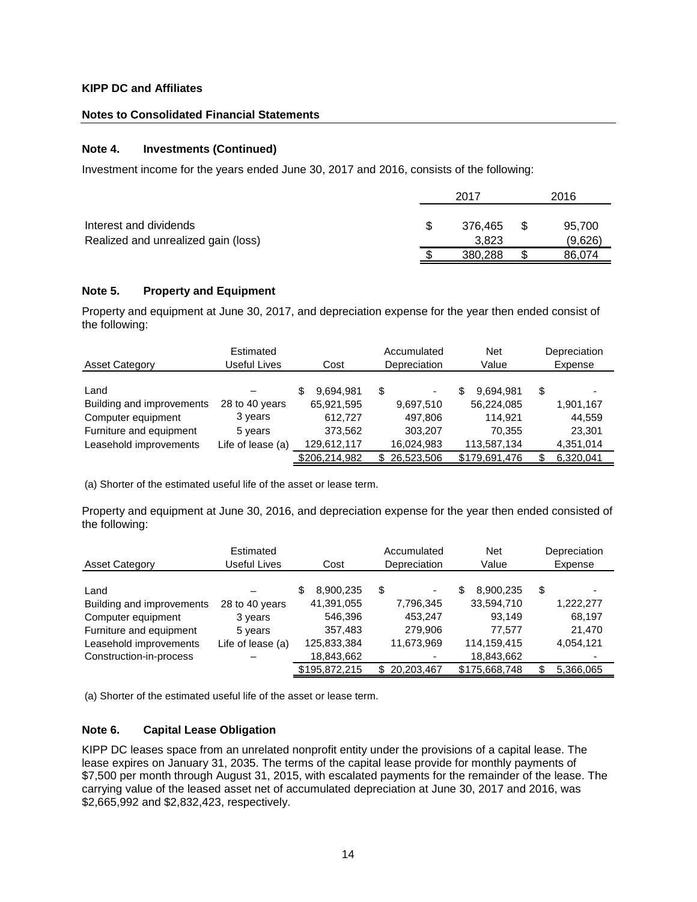**KIPP DC and Affiliates**

**Notes to Consolidated Financial Statements**

## Note 4. Investments (Continued)

Investment income for the years ended June 30, 2017 and 2016, consists of the following:

| | 2017 | 2016 |
|---|---|---|
| Interest and dividends | $ 376,465 | $ 95,700 |
| Realized and unrealized gain (loss) | 3,823 | (9,626) |
| | $ 380,288 | $ 86,074 |

## Note 5. Property and Equipment

Property and equipment at June 30, 2017, and depreciation expense for the year then ended consist of the following:

| Asset Category | Estimated Useful Lives | Cost | Accumulated Depreciation | Net Value | Depreciation Expense |
|---|---|---|---|---|---|
| Land | – | $ 9,694,981 | $ - | $ 9,694,981 | $ - |
| Building and improvements | 28 to 40 years | 65,921,595 | 9,697,510 | 56,224,085 | 1,901,167 |
| Computer equipment | 3 years | 612,727 | 497,806 | 114,921 | 44,559 |
| Furniture and equipment | 5 years | 373,562 | 303,207 | 70,355 | 23,301 |
| Leasehold improvements | Life of lease (a) | 129,612,117 | 16,024,983 | 113,587,134 | 4,351,014 |
| | | $206,214,982 | $ 26,523,506 | $179,691,476 | $ 6,320,041 |

(a) Shorter of the estimated useful life of the asset or lease term.

Property and equipment at June 30, 2016, and depreciation expense for the year then ended consisted of the following:

| Asset Category | Estimated Useful Lives | Cost | Accumulated Depreciation | Net Value | Depreciation Expense |
|---|---|---|---|---|---|
| Land | – | $ 8,900,235 | $ - | $ 8,900,235 | $ - |
| Building and improvements | 28 to 40 years | 41,391,055 | 7,796,345 | 33,594,710 | 1,222,277 |
| Computer equipment | 3 years | 546,396 | 453,247 | 93,149 | 68,197 |
| Furniture and equipment | 5 years | 357,483 | 279,906 | 77,577 | 21,470 |
| Leasehold improvements | Life of lease (a) | 125,833,384 | 11,673,969 | 114,159,415 | 4,054,121 |
| Construction-in-process | – | 18,843,662 | - | 18,843,662 | - |
| | | $195,872,215 | $ 20,203,467 | $175,668,748 | $ 5,366,065 |

(a) Shorter of the estimated useful life of the asset or lease term.

## Note 6. Capital Lease Obligation

KIPP DC leases space from an unrelated nonprofit entity under the provisions of a capital lease. The lease expires on January 31, 2035. The terms of the capital lease provide for monthly payments of $7,500 per month through August 31, 2015, with escalated payments for the remainder of the lease. The carrying value of the leased asset net of accumulated depreciation at June 30, 2017 and 2016, was $2,665,992 and $2,832,423, respectively.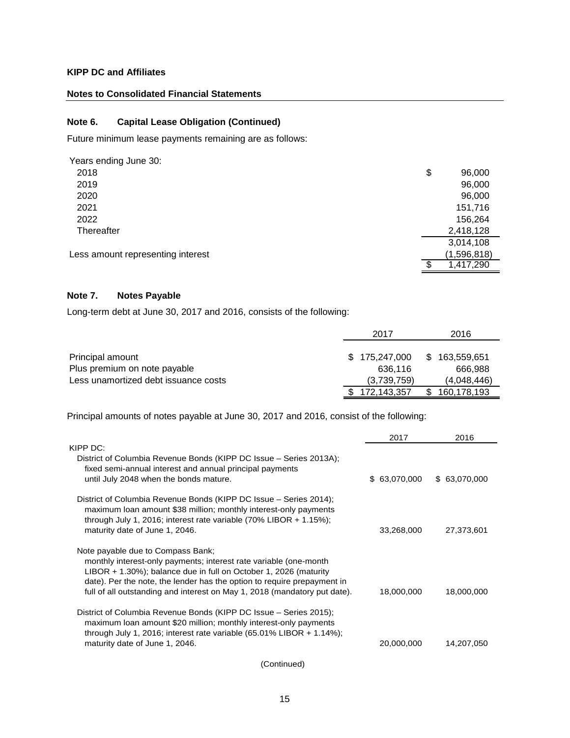**KIPP DC and Affiliates**

**Notes to Consolidated Financial Statements**

## Note 6. Capital Lease Obligation (Continued)

Future minimum lease payments remaining are as follows:

| Years ending June 30: | |
|---|---|
| 2018 | $ 96,000 |
| 2019 | 96,000 |
| 2020 | 96,000 |
| 2021 | 151,716 |
| 2022 | 156,264 |
| Thereafter | 2,418,128 |
| | 3,014,108 |
| Less amount representing interest | (1,596,818) |
| | $ 1,417,290 |

## Note 7. Notes Payable

Long-term debt at June 30, 2017 and 2016, consists of the following:

| | 2017 | 2016 |
|---|---|---|
| Principal amount | $ 175,247,000 | $ 163,559,651 |
| Plus premium on note payable | 636,116 | 666,988 |
| Less unamortized debt issuance costs | (3,739,759) | (4,048,446) |
| | $ 172,143,357 | $ 160,178,193 |

Principal amounts of notes payable at June 30, 2017 and 2016, consist of the following:

| | 2017 | 2016 |
|---|---|---|
| KIPP DC: | | |
| District of Columbia Revenue Bonds (KIPP DC Issue – Series 2013A); fixed semi-annual interest and annual principal payments until July 2048 when the bonds mature. | $ 63,070,000 | $ 63,070,000 |
| District of Columbia Revenue Bonds (KIPP DC Issue – Series 2014); maximum loan amount $38 million; monthly interest-only payments through July 1, 2016; interest rate variable (70% LIBOR + 1.15%); maturity date of June 1, 2046. | 33,268,000 | 27,373,601 |
| Note payable due to Compass Bank; monthly interest-only payments; interest rate variable (one-month LIBOR + 1.30%); balance due in full on October 1, 2026 (maturity date). Per the note, the lender has the option to require prepayment in full of all outstanding and interest on May 1, 2018 (mandatory put date). | 18,000,000 | 18,000,000 |
| District of Columbia Revenue Bonds (KIPP DC Issue – Series 2015); maximum loan amount $20 million; monthly interest-only payments through July 1, 2016; interest rate variable (65.01% LIBOR + 1.14%); maturity date of June 1, 2046. | 20,000,000 | 14,207,050 |

(Continued)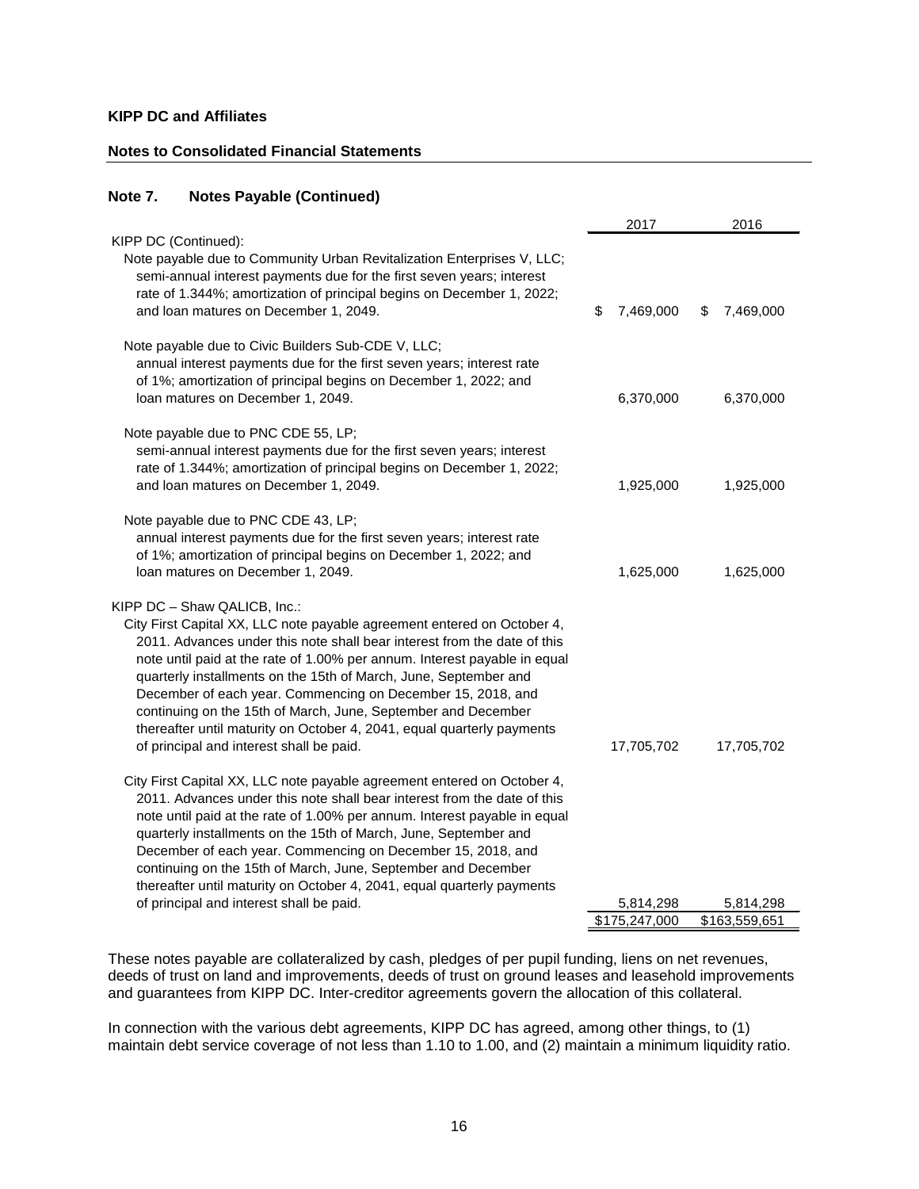**KIPP DC and Affiliates**

**Notes to Consolidated Financial Statements**

## Note 7. Notes Payable (Continued)

| | 2017 | 2016 |
|---|---|---|
| KIPP DC (Continued): | | |
| Note payable due to Community Urban Revitalization Enterprises V, LLC; semi-annual interest payments due for the first seven years; interest rate of 1.344%; amortization of principal begins on December 1, 2022; and loan matures on December 1, 2049. | $ 7,469,000 | $ 7,469,000 |
| Note payable due to Civic Builders Sub-CDE V, LLC; annual interest payments due for the first seven years; interest rate of 1%; amortization of principal begins on December 1, 2022; and loan matures on December 1, 2049. | 6,370,000 | 6,370,000 |
| Note payable due to PNC CDE 55, LP; semi-annual interest payments due for the first seven years; interest rate of 1.344%; amortization of principal begins on December 1, 2022; and loan matures on December 1, 2049. | 1,925,000 | 1,925,000 |
| Note payable due to PNC CDE 43, LP; annual interest payments due for the first seven years; interest rate of 1%; amortization of principal begins on December 1, 2022; and loan matures on December 1, 2049. | 1,625,000 | 1,625,000 |
| KIPP DC – Shaw QALICB, Inc.: | | |
| City First Capital XX, LLC note payable agreement entered on October 4, 2011. Advances under this note shall bear interest from the date of this note until paid at the rate of 1.00% per annum. Interest payable in equal quarterly installments on the 15th of March, June, September and December of each year. Commencing on December 15, 2018, and continuing on the 15th of March, June, September and December thereafter until maturity on October 4, 2041, equal quarterly payments of principal and interest shall be paid. | 17,705,702 | 17,705,702 |
| City First Capital XX, LLC note payable agreement entered on October 4, 2011. Advances under this note shall bear interest from the date of this note until paid at the rate of 1.00% per annum. Interest payable in equal quarterly installments on the 15th of March, June, September and December of each year. Commencing on December 15, 2018, and continuing on the 15th of March, June, September and December thereafter until maturity on October 4, 2041, equal quarterly payments of principal and interest shall be paid. | 5,814,298 | 5,814,298 |
| | $175,247,000 | $163,559,651 |

These notes payable are collateralized by cash, pledges of per pupil funding, liens on net revenues, deeds of trust on land and improvements, deeds of trust on ground leases and leasehold improvements and guarantees from KIPP DC. Inter-creditor agreements govern the allocation of this collateral.

In connection with the various debt agreements, KIPP DC has agreed, among other things, to (1) maintain debt service coverage of not less than 1.10 to 1.00, and (2) maintain a minimum liquidity ratio.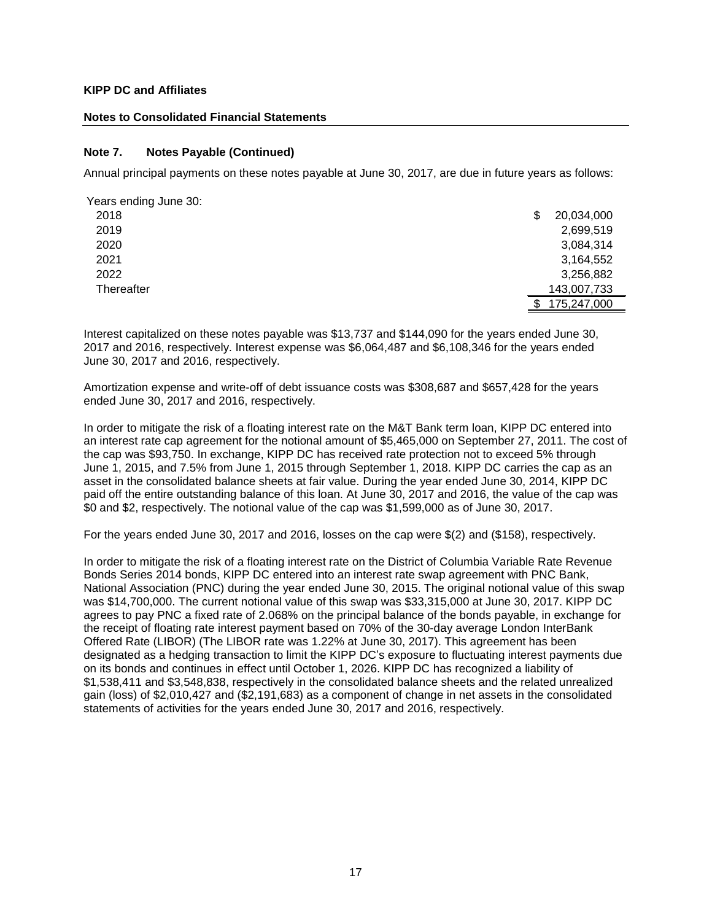**KIPP DC and Affiliates**

**Notes to Consolidated Financial Statements**

### Note 7. Notes Payable (Continued)

Annual principal payments on these notes payable at June 30, 2017, are due in future years as follows:

| Years ending June 30: | |
|---|---|
| 2018 | $ 20,034,000 |
| 2019 | 2,699,519 |
| 2020 | 3,084,314 |
| 2021 | 3,164,552 |
| 2022 | 3,256,882 |
| Thereafter | 143,007,733 |
| | $ 175,247,000 |

Interest capitalized on these notes payable was $13,737 and $144,090 for the years ended June 30, 2017 and 2016, respectively. Interest expense was $6,064,487 and $6,108,346 for the years ended June 30, 2017 and 2016, respectively.

Amortization expense and write-off of debt issuance costs was $308,687 and $657,428 for the years ended June 30, 2017 and 2016, respectively.

In order to mitigate the risk of a floating interest rate on the M&T Bank term loan, KIPP DC entered into an interest rate cap agreement for the notional amount of $5,465,000 on September 27, 2011. The cost of the cap was $93,750. In exchange, KIPP DC has received rate protection not to exceed 5% through June 1, 2015, and 7.5% from June 1, 2015 through September 1, 2018. KIPP DC carries the cap as an asset in the consolidated balance sheets at fair value. During the year ended June 30, 2014, KIPP DC paid off the entire outstanding balance of this loan. At June 30, 2017 and 2016, the value of the cap was $0 and $2, respectively. The notional value of the cap was $1,599,000 as of June 30, 2017.

For the years ended June 30, 2017 and 2016, losses on the cap were $(2) and ($158), respectively.

In order to mitigate the risk of a floating interest rate on the District of Columbia Variable Rate Revenue Bonds Series 2014 bonds, KIPP DC entered into an interest rate swap agreement with PNC Bank, National Association (PNC) during the year ended June 30, 2015. The original notional value of this swap was $14,700,000. The current notional value of this swap was $33,315,000 at June 30, 2017. KIPP DC agrees to pay PNC a fixed rate of 2.068% on the principal balance of the bonds payable, in exchange for the receipt of floating rate interest payment based on 70% of the 30-day average London InterBank Offered Rate (LIBOR) (The LIBOR rate was 1.22% at June 30, 2017). This agreement has been designated as a hedging transaction to limit the KIPP DC's exposure to fluctuating interest payments due on its bonds and continues in effect until October 1, 2026. KIPP DC has recognized a liability of $1,538,411 and $3,548,838, respectively in the consolidated balance sheets and the related unrealized gain (loss) of $2,010,427 and ($2,191,683) as a component of change in net assets in the consolidated statements of activities for the years ended June 30, 2017 and 2016, respectively.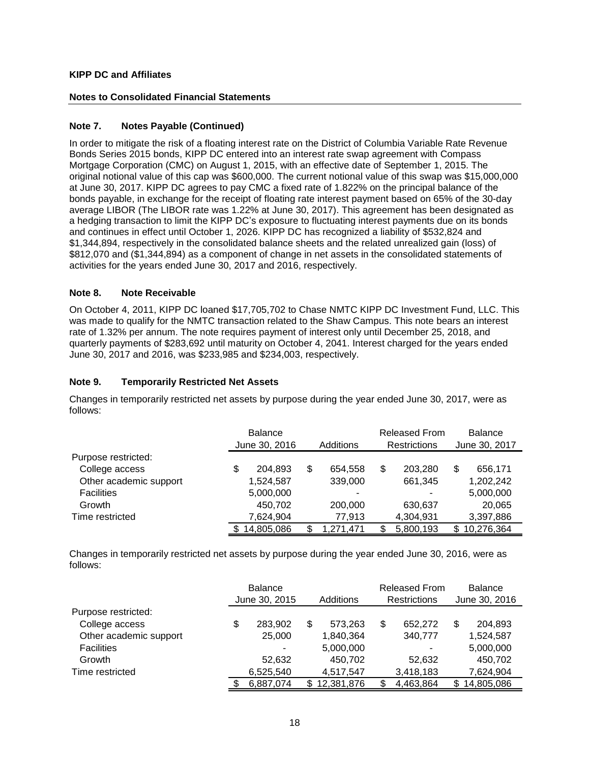**KIPP DC and Affiliates**

**Notes to Consolidated Financial Statements**

## Note 7. Notes Payable (Continued)

In order to mitigate the risk of a floating interest rate on the District of Columbia Variable Rate Revenue Bonds Series 2015 bonds, KIPP DC entered into an interest rate swap agreement with Compass Mortgage Corporation (CMC) on August 1, 2015, with an effective date of September 1, 2015. The original notional value of this cap was $600,000. The current notional value of this swap was $15,000,000 at June 30, 2017. KIPP DC agrees to pay CMC a fixed rate of 1.822% on the principal balance of the bonds payable, in exchange for the receipt of floating rate interest payment based on 65% of the 30-day average LIBOR (The LIBOR rate was 1.22% at June 30, 2017). This agreement has been designated as a hedging transaction to limit the KIPP DC's exposure to fluctuating interest payments due on its bonds and continues in effect until October 1, 2026. KIPP DC has recognized a liability of $532,824 and $1,344,894, respectively in the consolidated balance sheets and the related unrealized gain (loss) of $812,070 and ($1,344,894) as a component of change in net assets in the consolidated statements of activities for the years ended June 30, 2017 and 2016, respectively.

## Note 8. Note Receivable

On October 4, 2011, KIPP DC loaned $17,705,702 to Chase NMTC KIPP DC Investment Fund, LLC. This was made to qualify for the NMTC transaction related to the Shaw Campus. This note bears an interest rate of 1.32% per annum. The note requires payment of interest only until December 25, 2018, and quarterly payments of $283,692 until maturity on October 4, 2041. Interest charged for the years ended June 30, 2017 and 2016, was $233,985 and $234,003, respectively.

## Note 9. Temporarily Restricted Net Assets

Changes in temporarily restricted net assets by purpose during the year ended June 30, 2017, were as follows:

| | Balance June 30, 2016 | Additions | Released From Restrictions | Balance June 30, 2017 |
|---|---|---|---|---|
| Purpose restricted: | | | | |
| College access | $ 204,893 | $ 654,558 | $ 203,280 | $ 656,171 |
| Other academic support | 1,524,587 | 339,000 | 661,345 | 1,202,242 |
| Facilities | 5,000,000 | - | - | 5,000,000 |
| Growth | 450,702 | 200,000 | 630,637 | 20,065 |
| Time restricted | 7,624,904 | 77,913 | 4,304,931 | 3,397,886 |
| | $ 14,805,086 | $ 1,271,471 | $ 5,800,193 | $ 10,276,364 |

Changes in temporarily restricted net assets by purpose during the year ended June 30, 2016, were as follows:

| | Balance June 30, 2015 | Additions | Released From Restrictions | Balance June 30, 2016 |
|---|---|---|---|---|
| Purpose restricted: | | | | |
| College access | $ 283,902 | $ 573,263 | $ 652,272 | $ 204,893 |
| Other academic support | 25,000 | 1,840,364 | 340,777 | 1,524,587 |
| Facilities | - | 5,000,000 | - | 5,000,000 |
| Growth | 52,632 | 450,702 | 52,632 | 450,702 |
| Time restricted | 6,525,540 | 4,517,547 | 3,418,183 | 7,624,904 |
| | $ 6,887,074 | $ 12,381,876 | $ 4,463,864 | $ 14,805,086 |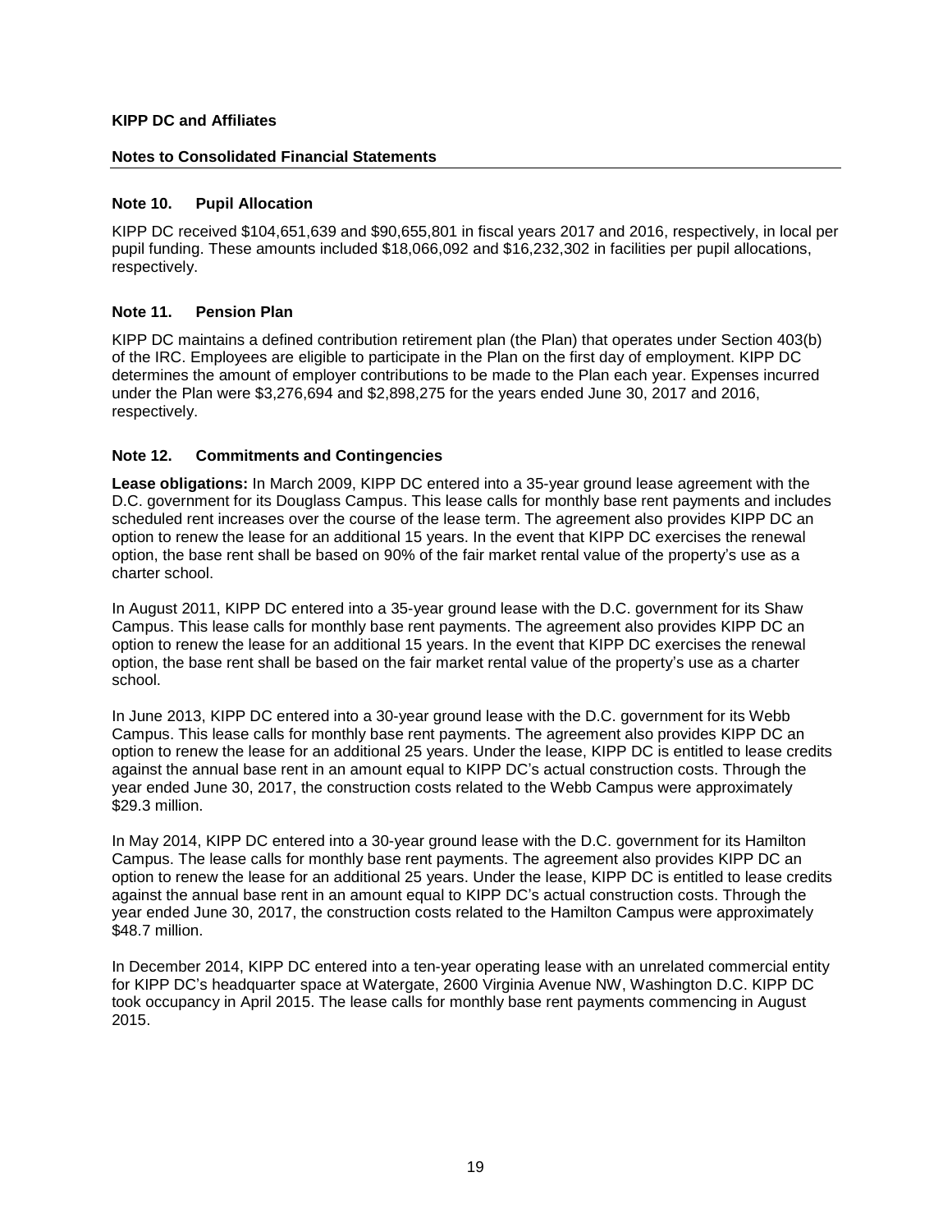**KIPP DC and Affiliates**

**Notes to Consolidated Financial Statements**

### Note 10. Pupil Allocation

KIPP DC received $104,651,639 and $90,655,801 in fiscal years 2017 and 2016, respectively, in local per pupil funding. These amounts included $18,066,092 and $16,232,302 in facilities per pupil allocations, respectively.

### Note 11. Pension Plan

KIPP DC maintains a defined contribution retirement plan (the Plan) that operates under Section 403(b) of the IRC. Employees are eligible to participate in the Plan on the first day of employment. KIPP DC determines the amount of employer contributions to be made to the Plan each year. Expenses incurred under the Plan were $3,276,694 and $2,898,275 for the years ended June 30, 2017 and 2016, respectively.

### Note 12. Commitments and Contingencies

**Lease obligations:** In March 2009, KIPP DC entered into a 35-year ground lease agreement with the D.C. government for its Douglass Campus. This lease calls for monthly base rent payments and includes scheduled rent increases over the course of the lease term. The agreement also provides KIPP DC an option to renew the lease for an additional 15 years. In the event that KIPP DC exercises the renewal option, the base rent shall be based on 90% of the fair market rental value of the property's use as a charter school.

In August 2011, KIPP DC entered into a 35-year ground lease with the D.C. government for its Shaw Campus. This lease calls for monthly base rent payments. The agreement also provides KIPP DC an option to renew the lease for an additional 15 years. In the event that KIPP DC exercises the renewal option, the base rent shall be based on the fair market rental value of the property's use as a charter school.

In June 2013, KIPP DC entered into a 30-year ground lease with the D.C. government for its Webb Campus. This lease calls for monthly base rent payments. The agreement also provides KIPP DC an option to renew the lease for an additional 25 years. Under the lease, KIPP DC is entitled to lease credits against the annual base rent in an amount equal to KIPP DC's actual construction costs. Through the year ended June 30, 2017, the construction costs related to the Webb Campus were approximately $29.3 million.

In May 2014, KIPP DC entered into a 30-year ground lease with the D.C. government for its Hamilton Campus. The lease calls for monthly base rent payments. The agreement also provides KIPP DC an option to renew the lease for an additional 25 years. Under the lease, KIPP DC is entitled to lease credits against the annual base rent in an amount equal to KIPP DC's actual construction costs. Through the year ended June 30, 2017, the construction costs related to the Hamilton Campus were approximately $48.7 million.

In December 2014, KIPP DC entered into a ten-year operating lease with an unrelated commercial entity for KIPP DC's headquarter space at Watergate, 2600 Virginia Avenue NW, Washington D.C. KIPP DC took occupancy in April 2015. The lease calls for monthly base rent payments commencing in August 2015.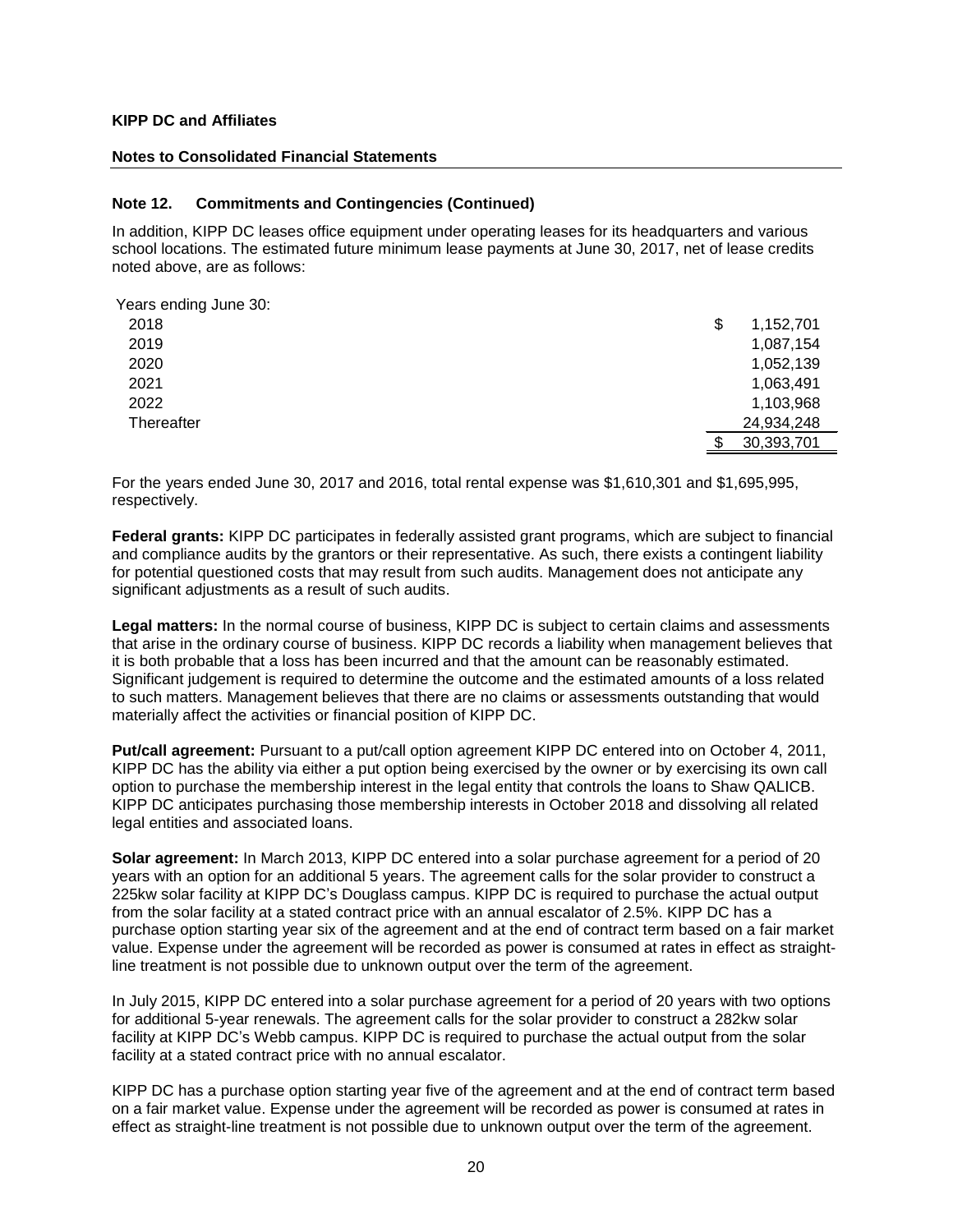**KIPP DC and Affiliates**

**Notes to Consolidated Financial Statements**

**Note 12. Commitments and Contingencies (Continued)**

In addition, KIPP DC leases office equipment under operating leases for its headquarters and various school locations. The estimated future minimum lease payments at June 30, 2017, net of lease credits noted above, are as follows:

| Years ending June 30: | |
|---|---|
| 2018 | $ 1,152,701 |
| 2019 | 1,087,154 |
| 2020 | 1,052,139 |
| 2021 | 1,063,491 |
| 2022 | 1,103,968 |
| Thereafter | 24,934,248 |
| | $ 30,393,701 |

For the years ended June 30, 2017 and 2016, total rental expense was $1,610,301 and $1,695,995, respectively.

**Federal grants:** KIPP DC participates in federally assisted grant programs, which are subject to financial and compliance audits by the grantors or their representative. As such, there exists a contingent liability for potential questioned costs that may result from such audits. Management does not anticipate any significant adjustments as a result of such audits.

**Legal matters:** In the normal course of business, KIPP DC is subject to certain claims and assessments that arise in the ordinary course of business. KIPP DC records a liability when management believes that it is both probable that a loss has been incurred and that the amount can be reasonably estimated. Significant judgement is required to determine the outcome and the estimated amounts of a loss related to such matters. Management believes that there are no claims or assessments outstanding that would materially affect the activities or financial position of KIPP DC.

**Put/call agreement:** Pursuant to a put/call option agreement KIPP DC entered into on October 4, 2011, KIPP DC has the ability via either a put option being exercised by the owner or by exercising its own call option to purchase the membership interest in the legal entity that controls the loans to Shaw QALICB. KIPP DC anticipates purchasing those membership interests in October 2018 and dissolving all related legal entities and associated loans.

**Solar agreement:** In March 2013, KIPP DC entered into a solar purchase agreement for a period of 20 years with an option for an additional 5 years. The agreement calls for the solar provider to construct a 225kw solar facility at KIPP DC's Douglass campus. KIPP DC is required to purchase the actual output from the solar facility at a stated contract price with an annual escalator of 2.5%. KIPP DC has a purchase option starting year six of the agreement and at the end of contract term based on a fair market value. Expense under the agreement will be recorded as power is consumed at rates in effect as straight-line treatment is not possible due to unknown output over the term of the agreement.

In July 2015, KIPP DC entered into a solar purchase agreement for a period of 20 years with two options for additional 5-year renewals. The agreement calls for the solar provider to construct a 282kw solar facility at KIPP DC's Webb campus. KIPP DC is required to purchase the actual output from the solar facility at a stated contract price with no annual escalator.

KIPP DC has a purchase option starting year five of the agreement and at the end of contract term based on a fair market value. Expense under the agreement will be recorded as power is consumed at rates in effect as straight-line treatment is not possible due to unknown output over the term of the agreement.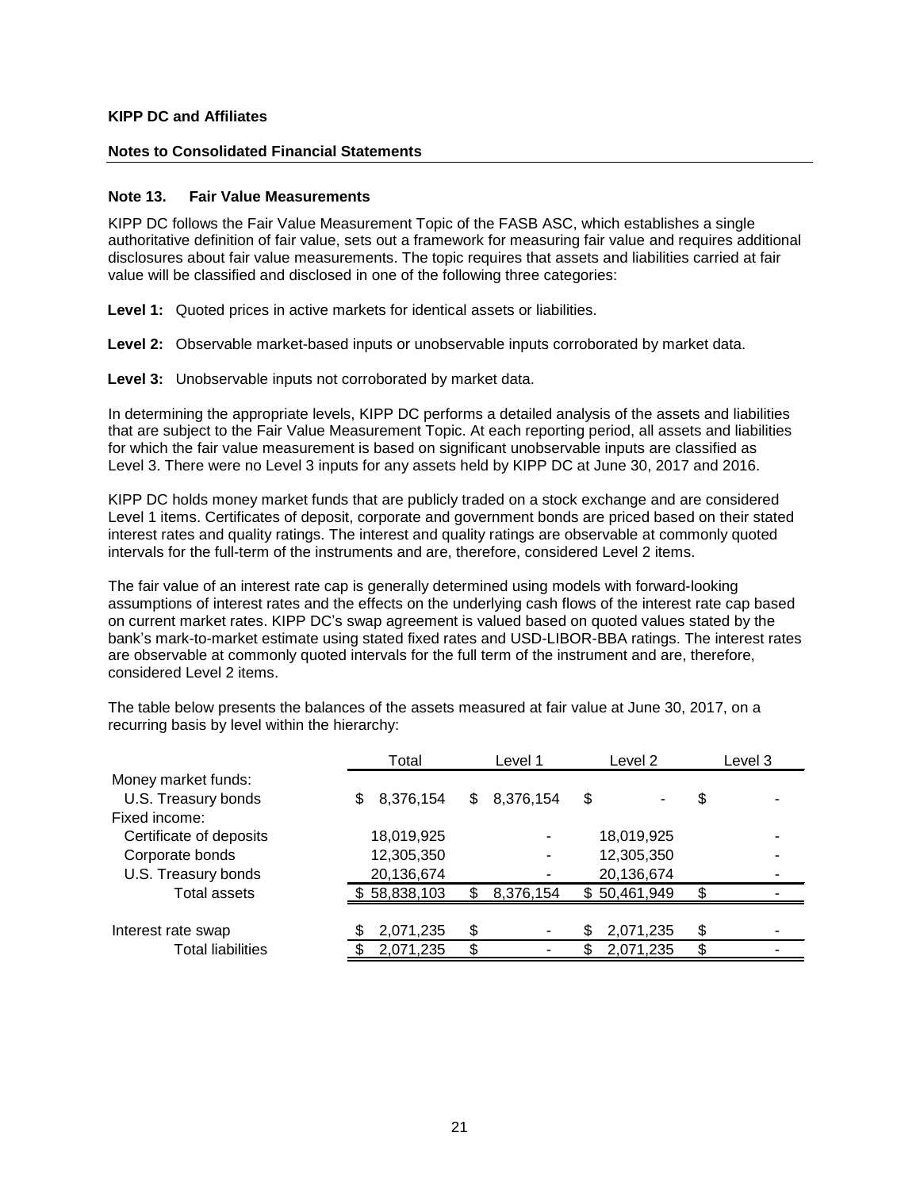**KIPP DC and Affiliates**

**Notes to Consolidated Financial Statements**

### Note 13. Fair Value Measurements

KIPP DC follows the Fair Value Measurement Topic of the FASB ASC, which establishes a single authoritative definition of fair value, sets out a framework for measuring fair value and requires additional disclosures about fair value measurements. The topic requires that assets and liabilities carried at fair value will be classified and disclosed in one of the following three categories:

**Level 1:** Quoted prices in active markets for identical assets or liabilities.

**Level 2:** Observable market-based inputs or unobservable inputs corroborated by market data.

**Level 3:** Unobservable inputs not corroborated by market data.

In determining the appropriate levels, KIPP DC performs a detailed analysis of the assets and liabilities that are subject to the Fair Value Measurement Topic. At each reporting period, all assets and liabilities for which the fair value measurement is based on significant unobservable inputs are classified as Level 3. There were no Level 3 inputs for any assets held by KIPP DC at June 30, 2017 and 2016.

KIPP DC holds money market funds that are publicly traded on a stock exchange and are considered Level 1 items. Certificates of deposit, corporate and government bonds are priced based on their stated interest rates and quality ratings. The interest and quality ratings are observable at commonly quoted intervals for the full-term of the instruments and are, therefore, considered Level 2 items.

The fair value of an interest rate cap is generally determined using models with forward-looking assumptions of interest rates and the effects on the underlying cash flows of the interest rate cap based on current market rates. KIPP DC's swap agreement is valued based on quoted values stated by the bank's mark-to-market estimate using stated fixed rates and USD-LIBOR-BBA ratings. The interest rates are observable at commonly quoted intervals for the full term of the instrument and are, therefore, considered Level 2 items.

The table below presents the balances of the assets measured at fair value at June 30, 2017, on a recurring basis by level within the hierarchy:

| | Total | Level 1 | Level 2 | Level 3 |
|---|---|---|---|---|
| Money market funds: | | | | |
| U.S. Treasury bonds | $ 8,376,154 | $ 8,376,154 | $ - | $ - |
| Fixed income: | | | | |
| Certificate of deposits | 18,019,925 | - | 18,019,925 | - |
| Corporate bonds | 12,305,350 | - | 12,305,350 | - |
| U.S. Treasury bonds | 20,136,674 | - | 20,136,674 | - |
| Total assets | $ 58,838,103 | $ 8,376,154 | $ 50,461,949 | $ - |
| | | | | |
| Interest rate swap | $ 2,071,235 | $ - | $ 2,071,235 | $ - |
| Total liabilities | $ 2,071,235 | $ - | $ 2,071,235 | $ - |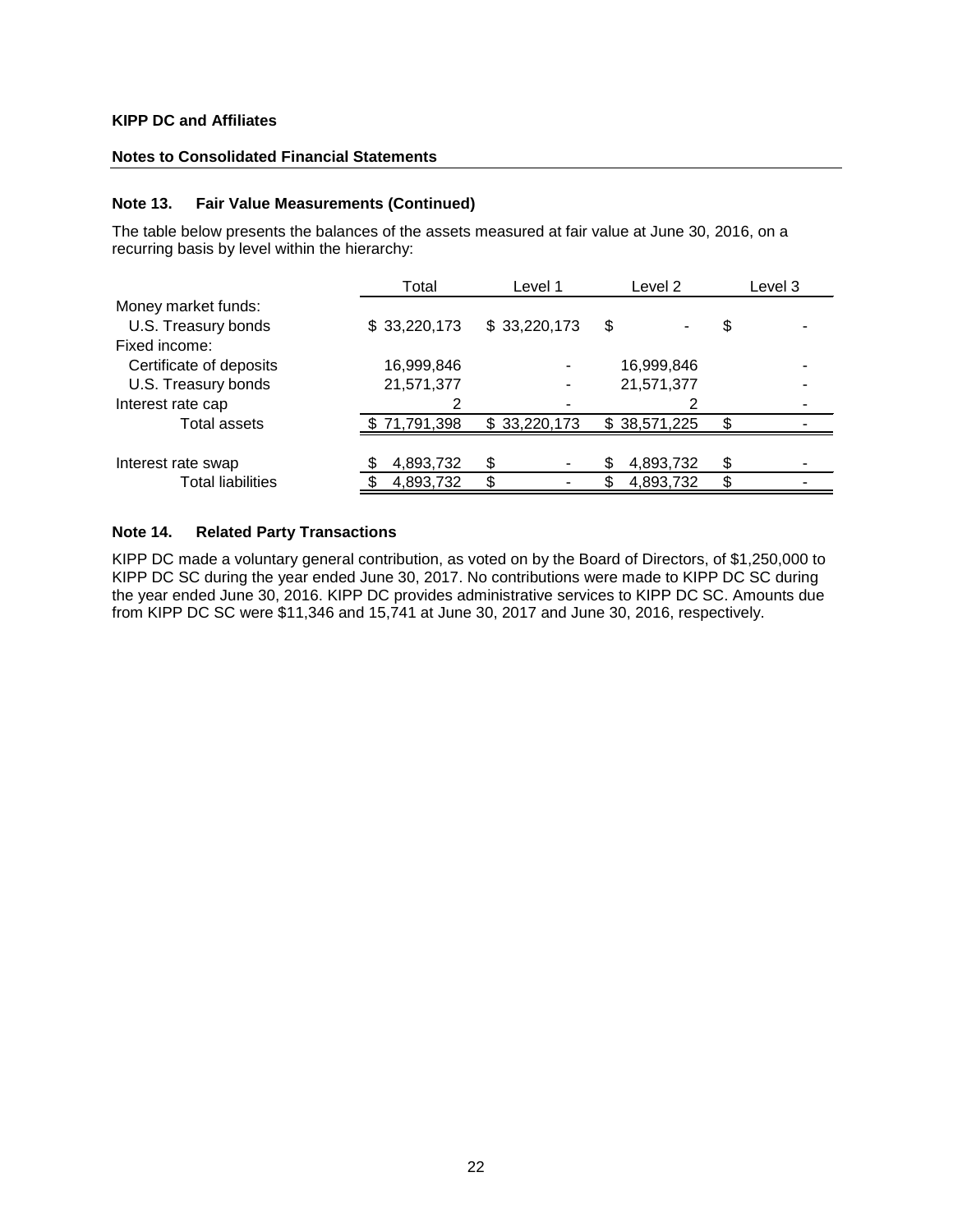**KIPP DC and Affiliates**

**Notes to Consolidated Financial Statements**

### Note 13. Fair Value Measurements (Continued)

The table below presents the balances of the assets measured at fair value at June 30, 2016, on a recurring basis by level within the hierarchy:

| | Total | Level 1 | Level 2 | Level 3 |
|---|---|---|---|---|
| Money market funds: | | | | |
| U.S. Treasury bonds | $ 33,220,173 | $ 33,220,173 | $ - | $ - |
| Fixed income: | | | | |
| Certificate of deposits | 16,999,846 | - | 16,999,846 | - |
| U.S. Treasury bonds | 21,571,377 | - | 21,571,377 | - |
| Interest rate cap | 2 | - | 2 | - |
| Total assets | $ 71,791,398 | $ 33,220,173 | $ 38,571,225 | $ - |
| | | | | |
| Interest rate swap | $ 4,893,732 | $ - | $ 4,893,732 | $ - |
| Total liabilities | $ 4,893,732 | $ - | $ 4,893,732 | $ - |

### Note 14. Related Party Transactions

KIPP DC made a voluntary general contribution, as voted on by the Board of Directors, of $1,250,000 to KIPP DC SC during the year ended June 30, 2017. No contributions were made to KIPP DC SC during the year ended June 30, 2016. KIPP DC provides administrative services to KIPP DC SC. Amounts due from KIPP DC SC were $11,346 and 15,741 at June 30, 2017 and June 30, 2016, respectively.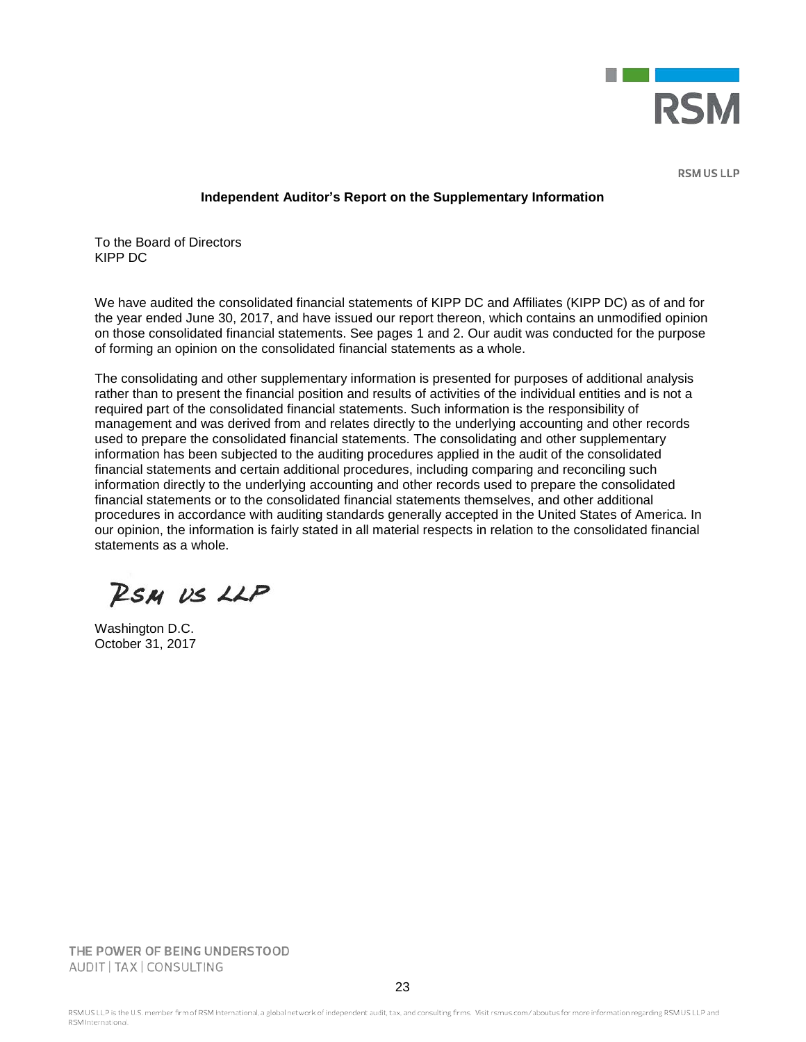RSM US LLP

## Independent Auditor's Report on the Supplementary Information

To the Board of Directors
KIPP DC

We have audited the consolidated financial statements of KIPP DC and Affiliates (KIPP DC) as of and for the year ended June 30, 2017, and have issued our report thereon, which contains an unmodified opinion on those consolidated financial statements. See pages 1 and 2. Our audit was conducted for the purpose of forming an opinion on the consolidated financial statements as a whole.

The consolidating and other supplementary information is presented for purposes of additional analysis rather than to present the financial position and results of activities of the individual entities and is not a required part of the consolidated financial statements. Such information is the responsibility of management and was derived from and relates directly to the underlying accounting and other records used to prepare the consolidated financial statements. The consolidating and other supplementary information has been subjected to the auditing procedures applied in the audit of the consolidated financial statements and certain additional procedures, including comparing and reconciling such information directly to the underlying accounting and other records used to prepare the consolidated financial statements or to the consolidated financial statements themselves, and other additional procedures in accordance with auditing standards generally accepted in the United States of America. In our opinion, the information is fairly stated in all material respects in relation to the consolidated financial statements as a whole.

RSM US LLP

Washington D.C.
October 31, 2017

THE POWER OF BEING UNDERSTOOD
AUDIT | TAX | CONSULTING

RSM US LLP is the U.S. member firm of RSM International, a global network of independent audit, tax, and consulting firms. Visit rsmus.com/aboutus for more information regarding RSM US LLP and RSM International.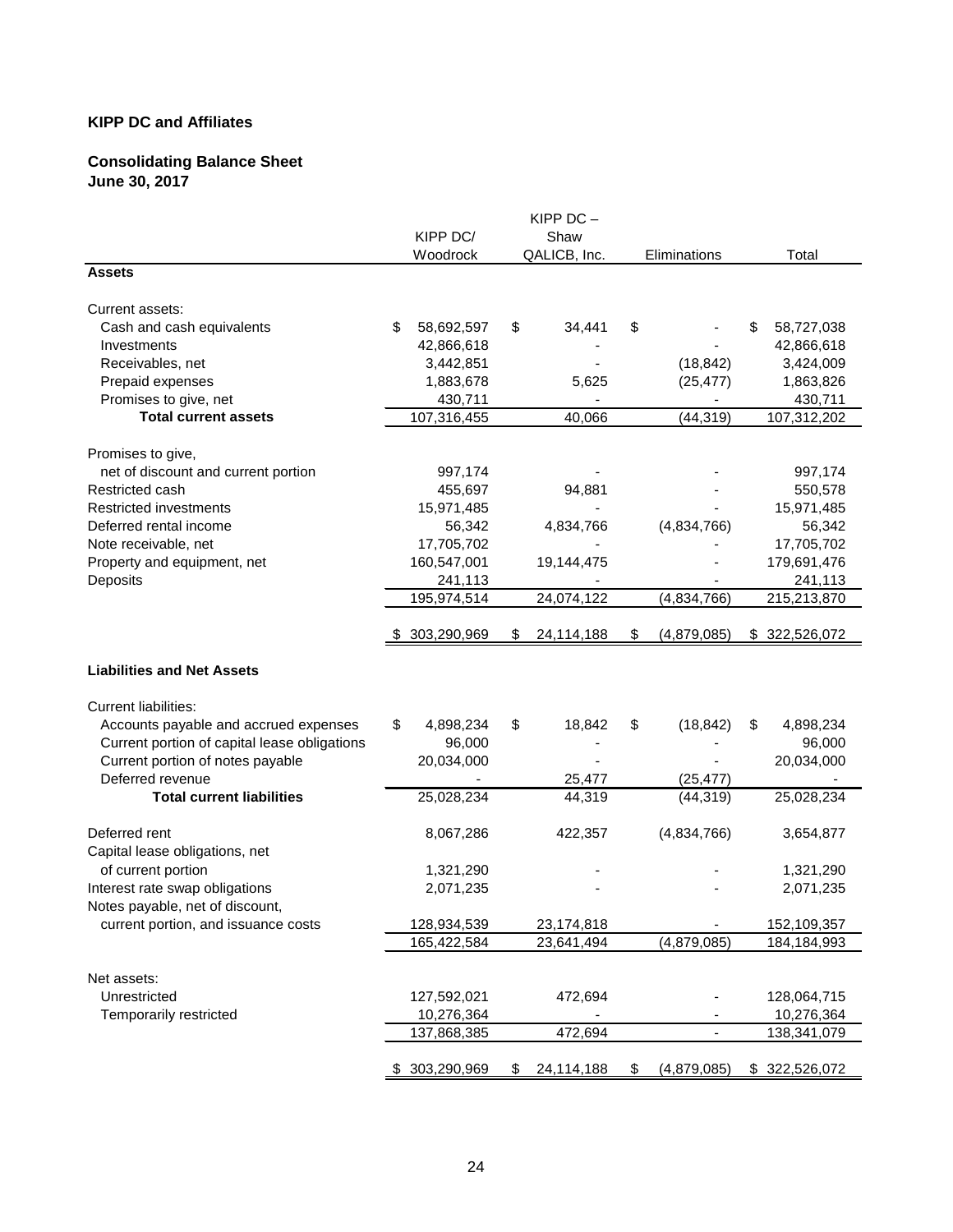**KIPP DC and Affiliates**

**Consolidating Balance Sheet**
**June 30, 2017**

| | KIPP DC/ Woodrock | KIPP DC – Shaw QALICB, Inc. | Eliminations | Total |
|---|---|---|---|---|
| **Assets** | | | | |
| Current assets: | | | | |
| Cash and cash equivalents | $ 58,692,597 | $ 34,441 | $ - | $ 58,727,038 |
| Investments | 42,866,618 | - | - | 42,866,618 |
| Receivables, net | 3,442,851 | - | (18,842) | 3,424,009 |
| Prepaid expenses | 1,883,678 | 5,625 | (25,477) | 1,863,826 |
| Promises to give, net | 430,711 | - | - | 430,711 |
| **Total current assets** | 107,316,455 | 40,066 | (44,319) | 107,312,202 |
| Promises to give, net of discount and current portion | 997,174 | - | - | 997,174 |
| Restricted cash | 455,697 | 94,881 | - | 550,578 |
| Restricted investments | 15,971,485 | - | - | 15,971,485 |
| Deferred rental income | 56,342 | 4,834,766 | (4,834,766) | 56,342 |
| Note receivable, net | 17,705,702 | - | - | 17,705,702 |
| Property and equipment, net | 160,547,001 | 19,144,475 | - | 179,691,476 |
| Deposits | 241,113 | - | - | 241,113 |
| | 195,974,514 | 24,074,122 | (4,834,766) | 215,213,870 |
| | $ 303,290,969 | $ 24,114,188 | $ (4,879,085) | $ 322,526,072 |
| **Liabilities and Net Assets** | | | | |
| Current liabilities: | | | | |
| Accounts payable and accrued expenses | $ 4,898,234 | $ 18,842 | $ (18,842) | $ 4,898,234 |
| Current portion of capital lease obligations | 96,000 | - | - | 96,000 |
| Current portion of notes payable | 20,034,000 | - | - | 20,034,000 |
| Deferred revenue | - | 25,477 | (25,477) | - |
| **Total current liabilities** | 25,028,234 | 44,319 | (44,319) | 25,028,234 |
| Deferred rent | 8,067,286 | 422,357 | (4,834,766) | 3,654,877 |
| Capital lease obligations, net of current portion | 1,321,290 | - | - | 1,321,290 |
| Interest rate swap obligations | 2,071,235 | - | - | 2,071,235 |
| Notes payable, net of discount, current portion, and issuance costs | 128,934,539 | 23,174,818 | - | 152,109,357 |
| | 165,422,584 | 23,641,494 | (4,879,085) | 184,184,993 |
| Net assets: | | | | |
| Unrestricted | 127,592,021 | 472,694 | - | 128,064,715 |
| Temporarily restricted | 10,276,364 | - | - | 10,276,364 |
| | 137,868,385 | 472,694 | - | 138,341,079 |
| | $ 303,290,969 | $ 24,114,188 | $ (4,879,085) | $ 322,526,072 |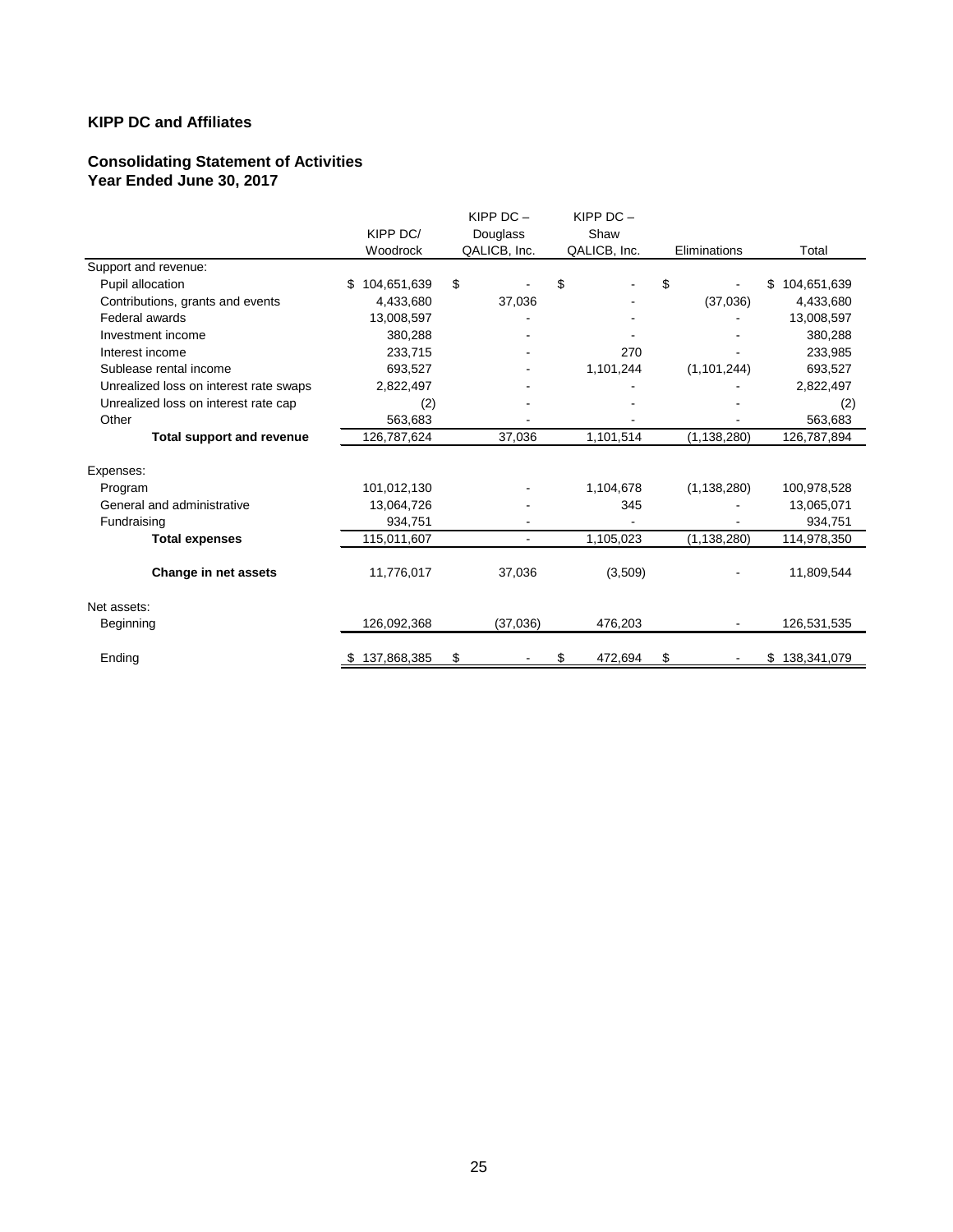**KIPP DC and Affiliates**

**Consolidating Statement of Activities**
**Year Ended June 30, 2017**

| | KIPP DC/ Woodrock | KIPP DC – Douglass QALICB, Inc. | KIPP DC – Shaw QALICB, Inc. | Eliminations | Total |
|---|---|---|---|---|---|
| Support and revenue: | | | | | |
| Pupil allocation | $ 104,651,639 | $ - | $ - | $ - | $ 104,651,639 |
| Contributions, grants and events | 4,433,680 | 37,036 | - | (37,036) | 4,433,680 |
| Federal awards | 13,008,597 | - | - | - | 13,008,597 |
| Investment income | 380,288 | - | - | - | 380,288 |
| Interest income | 233,715 | - | 270 | - | 233,985 |
| Sublease rental income | 693,527 | - | 1,101,244 | (1,101,244) | 693,527 |
| Unrealized loss on interest rate swaps | 2,822,497 | - | - | - | 2,822,497 |
| Unrealized loss on interest rate cap | (2) | - | - | - | (2) |
| Other | 563,683 | - | - | - | 563,683 |
| **Total support and revenue** | 126,787,624 | 37,036 | 1,101,514 | (1,138,280) | 126,787,894 |
| Expenses: | | | | | |
| Program | 101,012,130 | - | 1,104,678 | (1,138,280) | 100,978,528 |
| General and administrative | 13,064,726 | - | 345 | - | 13,065,071 |
| Fundraising | 934,751 | - | - | - | 934,751 |
| **Total expenses** | 115,011,607 | - | 1,105,023 | (1,138,280) | 114,978,350 |
| **Change in net assets** | 11,776,017 | 37,036 | (3,509) | - | 11,809,544 |
| Net assets: | | | | | |
| Beginning | 126,092,368 | (37,036) | 476,203 | - | 126,531,535 |
| Ending | $ 137,868,385 | $ - | $ 472,694 | $ - | $ 138,341,079 |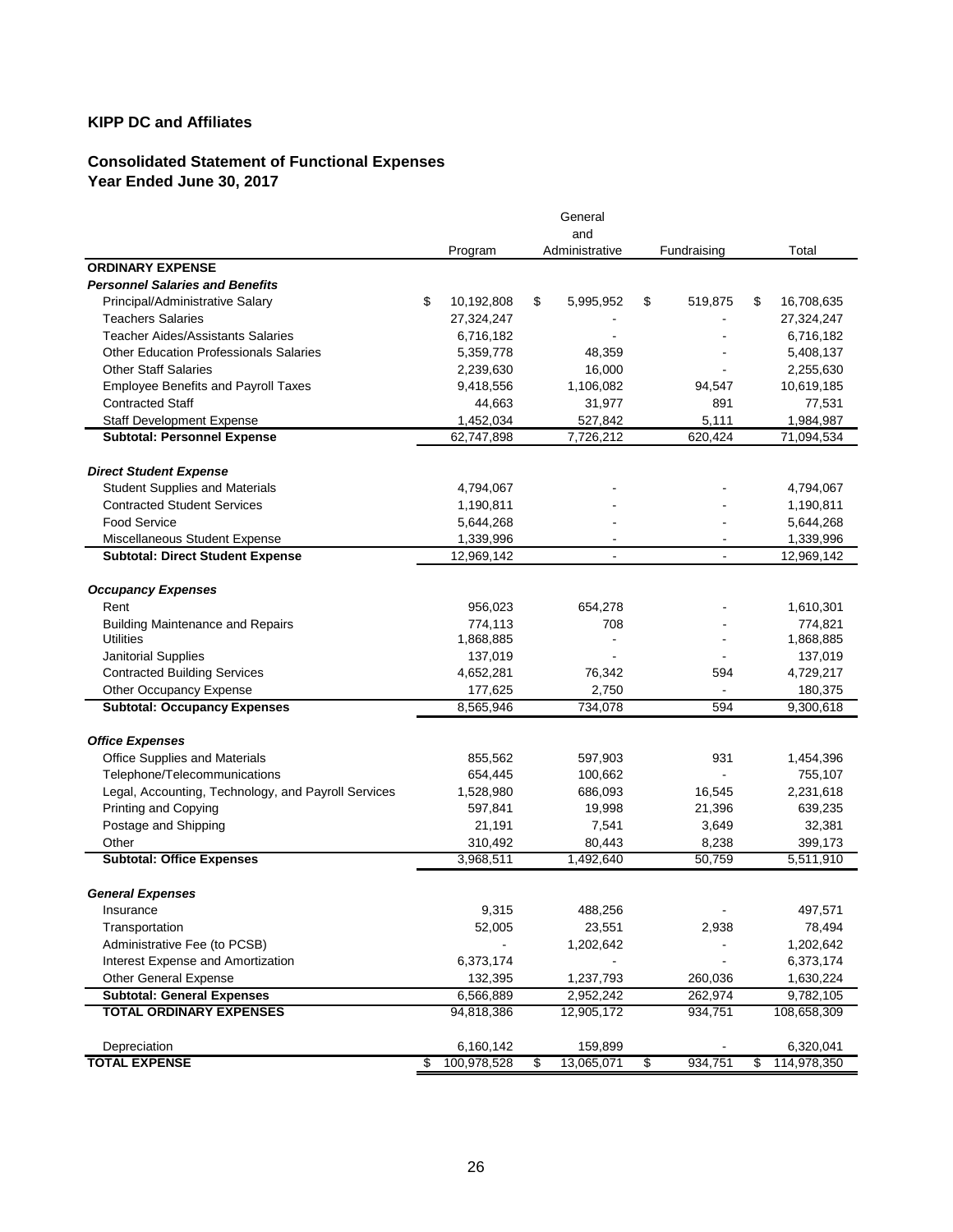**KIPP DC and Affiliates**

**Consolidated Statement of Functional Expenses**
**Year Ended June 30, 2017**

| | Program | General and Administrative | Fundraising | Total |
|---|---|---|---|---|
| **ORDINARY EXPENSE** | | | | |
| ***Personnel Salaries and Benefits*** | | | | |
| Principal/Administrative Salary | $ 10,192,808 | $ 5,995,952 | $ 519,875 | $ 16,708,635 |
| Teachers Salaries | 27,324,247 | - | - | 27,324,247 |
| Teacher Aides/Assistants Salaries | 6,716,182 | - | - | 6,716,182 |
| Other Education Professionals Salaries | 5,359,778 | 48,359 | - | 5,408,137 |
| Other Staff Salaries | 2,239,630 | 16,000 | - | 2,255,630 |
| Employee Benefits and Payroll Taxes | 9,418,556 | 1,106,082 | 94,547 | 10,619,185 |
| Contracted Staff | 44,663 | 31,977 | 891 | 77,531 |
| Staff Development Expense | 1,452,034 | 527,842 | 5,111 | 1,984,987 |
| **Subtotal: Personnel Expense** | 62,747,898 | 7,726,212 | 620,424 | 71,094,534 |
| ***Direct Student Expense*** | | | | |
| Student Supplies and Materials | 4,794,067 | - | - | 4,794,067 |
| Contracted Student Services | 1,190,811 | - | - | 1,190,811 |
| Food Service | 5,644,268 | - | - | 5,644,268 |
| Miscellaneous Student Expense | 1,339,996 | - | - | 1,339,996 |
| **Subtotal: Direct Student Expense** | 12,969,142 | - | - | 12,969,142 |
| ***Occupancy Expenses*** | | | | |
| Rent | 956,023 | 654,278 | - | 1,610,301 |
| Building Maintenance and Repairs | 774,113 | 708 | - | 774,821 |
| Utilities | 1,868,885 | - | - | 1,868,885 |
| Janitorial Supplies | 137,019 | - | - | 137,019 |
| Contracted Building Services | 4,652,281 | 76,342 | 594 | 4,729,217 |
| Other Occupancy Expense | 177,625 | 2,750 | - | 180,375 |
| **Subtotal: Occupancy Expenses** | 8,565,946 | 734,078 | 594 | 9,300,618 |
| ***Office Expenses*** | | | | |
| Office Supplies and Materials | 855,562 | 597,903 | 931 | 1,454,396 |
| Telephone/Telecommunications | 654,445 | 100,662 | - | 755,107 |
| Legal, Accounting, Technology, and Payroll Services | 1,528,980 | 686,093 | 16,545 | 2,231,618 |
| Printing and Copying | 597,841 | 19,998 | 21,396 | 639,235 |
| Postage and Shipping | 21,191 | 7,541 | 3,649 | 32,381 |
| Other | 310,492 | 80,443 | 8,238 | 399,173 |
| **Subtotal: Office Expenses** | 3,968,511 | 1,492,640 | 50,759 | 5,511,910 |
| ***General Expenses*** | | | | |
| Insurance | 9,315 | 488,256 | - | 497,571 |
| Transportation | 52,005 | 23,551 | 2,938 | 78,494 |
| Administrative Fee (to PCSB) | - | 1,202,642 | - | 1,202,642 |
| Interest Expense and Amortization | 6,373,174 | - | - | 6,373,174 |
| Other General Expense | 132,395 | 1,237,793 | 260,036 | 1,630,224 |
| **Subtotal: General Expenses** | 6,566,889 | 2,952,242 | 262,974 | 9,782,105 |
| **TOTAL ORDINARY EXPENSES** | 94,818,386 | 12,905,172 | 934,751 | 108,658,309 |
| Depreciation | 6,160,142 | 159,899 | - | 6,320,041 |
| **TOTAL EXPENSE** | $ 100,978,528 | $ 13,065,071 | $ 934,751 | $ 114,978,350 |